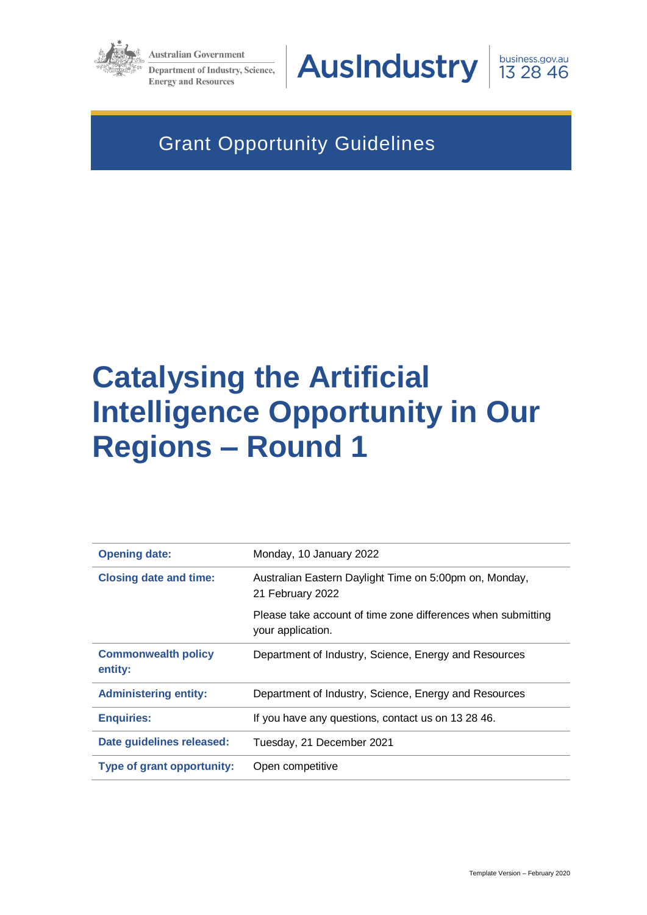Australian Government

Department of Industry, Science, Energy and Resources

AusIndustry

business.gov.au 13 28 46

Grant Opportunity Guidelines

# Catalysing the Artificial Intelligence Opportunity in Our Regions – Round 1

| | |
|---|---|
| **Opening date:** | Monday, 10 January 2022 |
| **Closing date and time:** | Australian Eastern Daylight Time on 5:00pm on, Monday, 21 February 2022<br><br>Please take account of time zone differences when submitting your application. |
| **Commonwealth policy entity:** | Department of Industry, Science, Energy and Resources |
| **Administering entity:** | Department of Industry, Science, Energy and Resources |
| **Enquiries:** | If you have any questions, contact us on 13 28 46. |
| **Date guidelines released:** | Tuesday, 21 December 2021 |
| **Type of grant opportunity:** | Open competitive |

Template Version – February 2020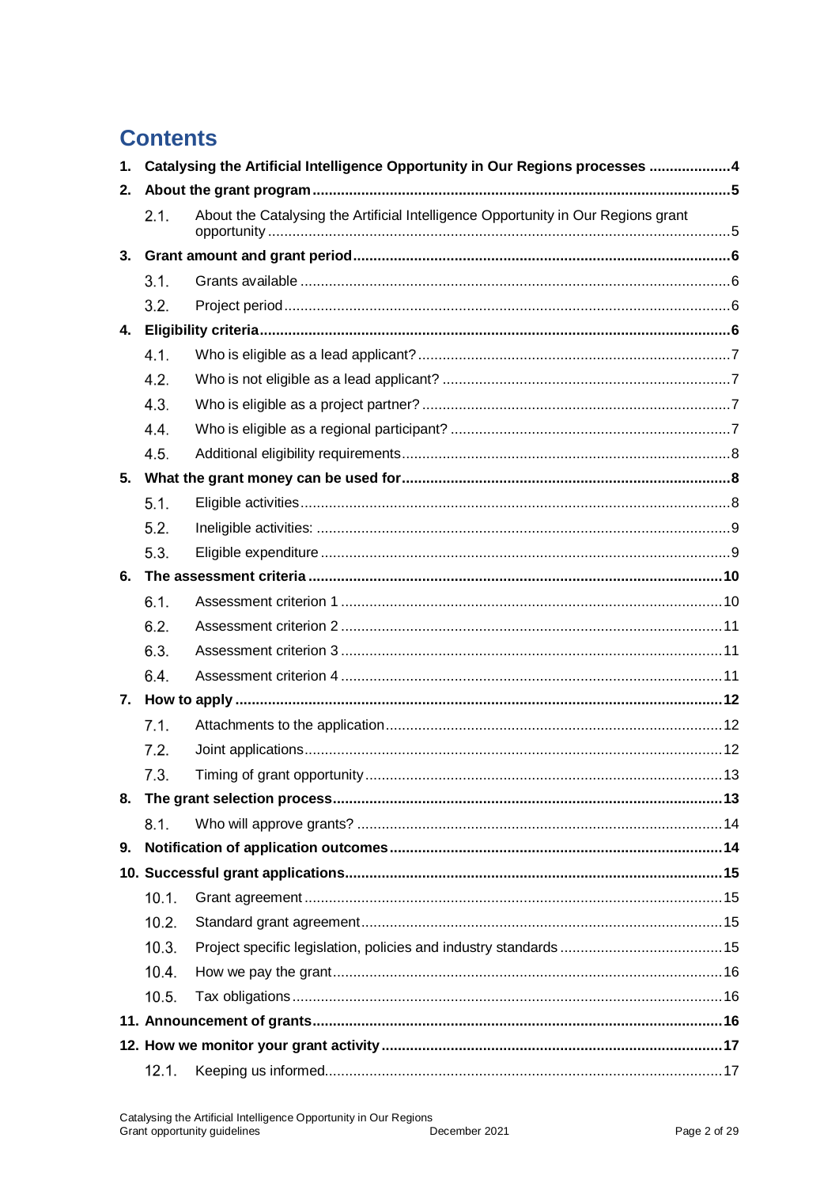# Contents

1. **Catalysing the Artificial Intelligence Opportunity in Our Regions processes** ....................4
2. **About the grant program** ....................5
   - 2.1. About the Catalysing the Artificial Intelligence Opportunity in Our Regions grant opportunity ....................5
3. **Grant amount and grant period** ....................6
   - 3.1. Grants available ....................6
   - 3.2. Project period ....................6
4. **Eligibility criteria** ....................6
   - 4.1. Who is eligible as a lead applicant? ....................7
   - 4.2. Who is not eligible as a lead applicant? ....................7
   - 4.3. Who is eligible as a project partner? ....................7
   - 4.4. Who is eligible as a regional participant? ....................7
   - 4.5. Additional eligibility requirements ....................8
5. **What the grant money can be used for** ....................8
   - 5.1. Eligible activities ....................8
   - 5.2. Ineligible activities: ....................9
   - 5.3. Eligible expenditure ....................9
6. **The assessment criteria** ....................10
   - 6.1. Assessment criterion 1 ....................10
   - 6.2. Assessment criterion 2 ....................11
   - 6.3. Assessment criterion 3 ....................11
   - 6.4. Assessment criterion 4 ....................11
7. **How to apply** ....................12
   - 7.1. Attachments to the application ....................12
   - 7.2. Joint applications ....................12
   - 7.3. Timing of grant opportunity ....................13
8. **The grant selection process** ....................13
   - 8.1. Who will approve grants? ....................14
9. **Notification of application outcomes** ....................14
10. **Successful grant applications** ....................15
    - 10.1. Grant agreement ....................15
    - 10.2. Standard grant agreement ....................15
    - 10.3. Project specific legislation, policies and industry standards ....................15
    - 10.4. How we pay the grant ....................16
    - 10.5. Tax obligations ....................16
11. **Announcement of grants** ....................16
12. **How we monitor your grant activity** ....................17
    - 12.1. Keeping us informed ....................17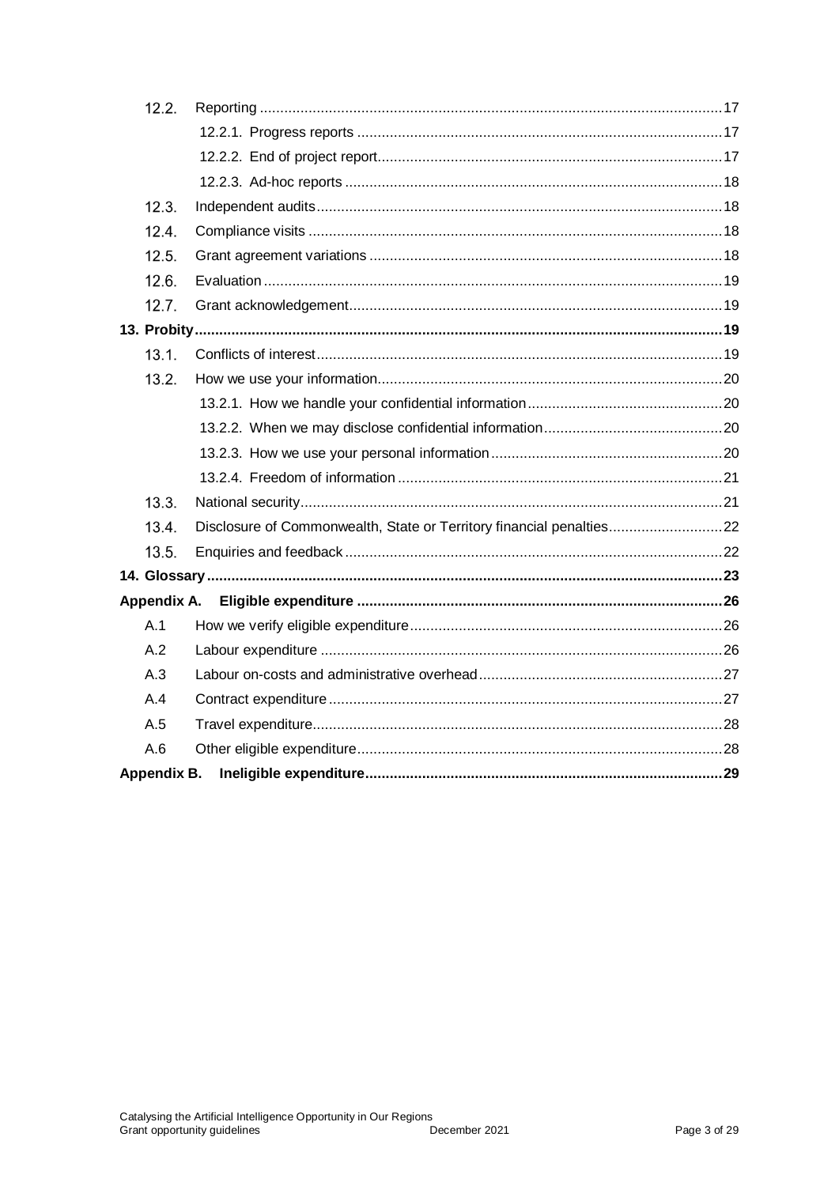| | | |
|---|---|---|
| 12.2. | Reporting | 17 |
| | 12.2.1. Progress reports | 17 |
| | 12.2.2. End of project report | 17 |
| | 12.2.3. Ad-hoc reports | 18 |
| 12.3. | Independent audits | 18 |
| 12.4. | Compliance visits | 18 |
| 12.5. | Grant agreement variations | 18 |
| 12.6. | Evaluation | 19 |
| 12.7. | Grant acknowledgement | 19 |
| **13. Probity** | | **19** |
| 13.1. | Conflicts of interest | 19 |
| 13.2. | How we use your information | 20 |
| | 13.2.1. How we handle your confidential information | 20 |
| | 13.2.2. When we may disclose confidential information | 20 |
| | 13.2.3. How we use your personal information | 20 |
| | 13.2.4. Freedom of information | 21 |
| 13.3. | National security | 21 |
| 13.4. | Disclosure of Commonwealth, State or Territory financial penalties | 22 |
| 13.5. | Enquiries and feedback | 22 |
| **14. Glossary** | | **23** |
| **Appendix A.** | **Eligible expenditure** | **26** |
| A.1 | How we verify eligible expenditure | 26 |
| A.2 | Labour expenditure | 26 |
| A.3 | Labour on-costs and administrative overhead | 27 |
| A.4 | Contract expenditure | 27 |
| A.5 | Travel expenditure | 28 |
| A.6 | Other eligible expenditure | 28 |
| **Appendix B.** | **Ineligible expenditure** | **29** |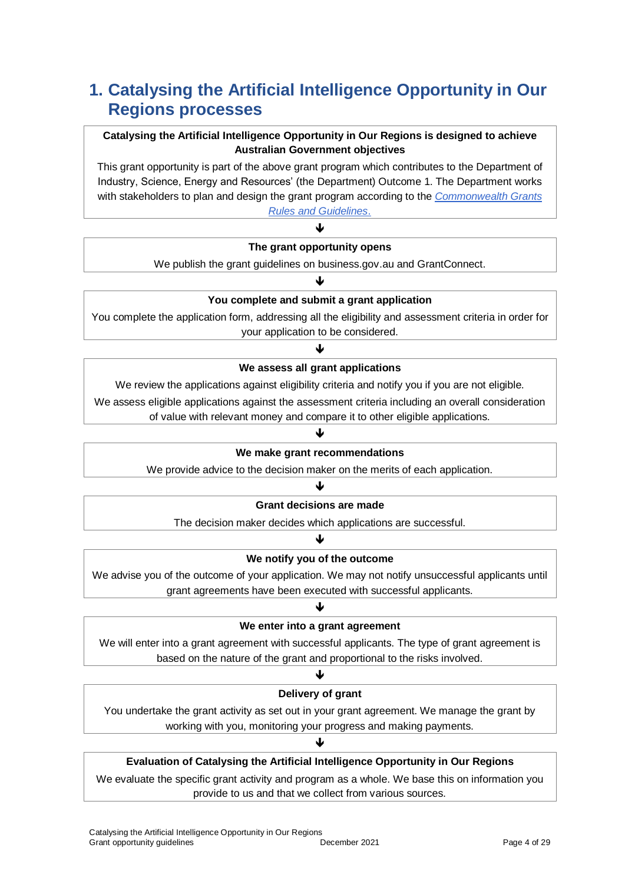# 1. Catalysing the Artificial Intelligence Opportunity in Our Regions processes

**Catalysing the Artificial Intelligence Opportunity in Our Regions is designed to achieve Australian Government objectives**

This grant opportunity is part of the above grant program which contributes to the Department of Industry, Science, Energy and Resources' (the Department) Outcome 1. The Department works with stakeholders to plan and design the grant program according to the *Commonwealth Grants Rules and Guidelines*.

↓

**The grant opportunity opens**

We publish the grant guidelines on business.gov.au and GrantConnect.

↓

**You complete and submit a grant application**

You complete the application form, addressing all the eligibility and assessment criteria in order for your application to be considered.

↓

**We assess all grant applications**

We review the applications against eligibility criteria and notify you if you are not eligible.

We assess eligible applications against the assessment criteria including an overall consideration of value with relevant money and compare it to other eligible applications.

↓

**We make grant recommendations**

We provide advice to the decision maker on the merits of each application.

↓

**Grant decisions are made**

The decision maker decides which applications are successful.

↓

**We notify you of the outcome**

We advise you of the outcome of your application. We may not notify unsuccessful applicants until grant agreements have been executed with successful applicants.

↓

**We enter into a grant agreement**

We will enter into a grant agreement with successful applicants. The type of grant agreement is based on the nature of the grant and proportional to the risks involved.

↓

**Delivery of grant**

You undertake the grant activity as set out in your grant agreement. We manage the grant by working with you, monitoring your progress and making payments.

↓

**Evaluation of Catalysing the Artificial Intelligence Opportunity in Our Regions**

We evaluate the specific grant activity and program as a whole. We base this on information you provide to us and that we collect from various sources.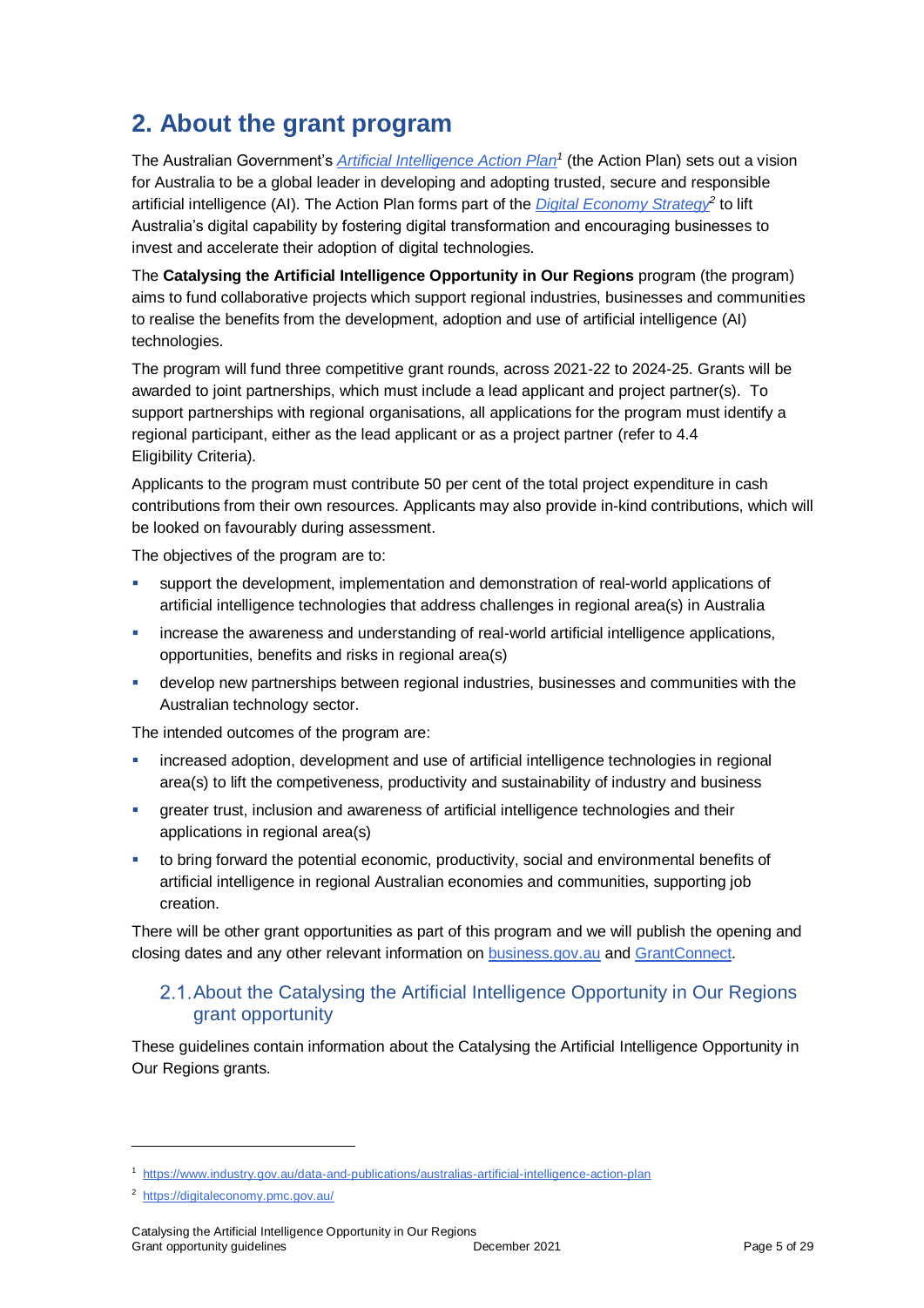# 2. About the grant program

The Australian Government's *Artificial Intelligence Action Plan*[1] (the Action Plan) sets out a vision for Australia to be a global leader in developing and adopting trusted, secure and responsible artificial intelligence (AI). The Action Plan forms part of the *Digital Economy Strategy*[2] to lift Australia's digital capability by fostering digital transformation and encouraging businesses to invest and accelerate their adoption of digital technologies.

The **Catalysing the Artificial Intelligence Opportunity in Our Regions** program (the program) aims to fund collaborative projects which support regional industries, businesses and communities to realise the benefits from the development, adoption and use of artificial intelligence (AI) technologies.

The program will fund three competitive grant rounds, across 2021-22 to 2024-25. Grants will be awarded to joint partnerships, which must include a lead applicant and project partner(s). To support partnerships with regional organisations, all applications for the program must identify a regional participant, either as the lead applicant or as a project partner (refer to 4.4 Eligibility Criteria).

Applicants to the program must contribute 50 per cent of the total project expenditure in cash contributions from their own resources. Applicants may also provide in-kind contributions, which will be looked on favourably during assessment.

The objectives of the program are to:

- support the development, implementation and demonstration of real-world applications of artificial intelligence technologies that address challenges in regional area(s) in Australia
- increase the awareness and understanding of real-world artificial intelligence applications, opportunities, benefits and risks in regional area(s)
- develop new partnerships between regional industries, businesses and communities with the Australian technology sector.

The intended outcomes of the program are:

- increased adoption, development and use of artificial intelligence technologies in regional area(s) to lift the competiveness, productivity and sustainability of industry and business
- greater trust, inclusion and awareness of artificial intelligence technologies and their applications in regional area(s)
- to bring forward the potential economic, productivity, social and environmental benefits of artificial intelligence in regional Australian economies and communities, supporting job creation.

There will be other grant opportunities as part of this program and we will publish the opening and closing dates and any other relevant information on business.gov.au and GrantConnect.

## 2.1. About the Catalysing the Artificial Intelligence Opportunity in Our Regions grant opportunity

These guidelines contain information about the Catalysing the Artificial Intelligence Opportunity in Our Regions grants.

---

[1] https://www.industry.gov.au/data-and-publications/australias-artificial-intelligence-action-plan

[2] https://digitaleconomy.pmc.gov.au/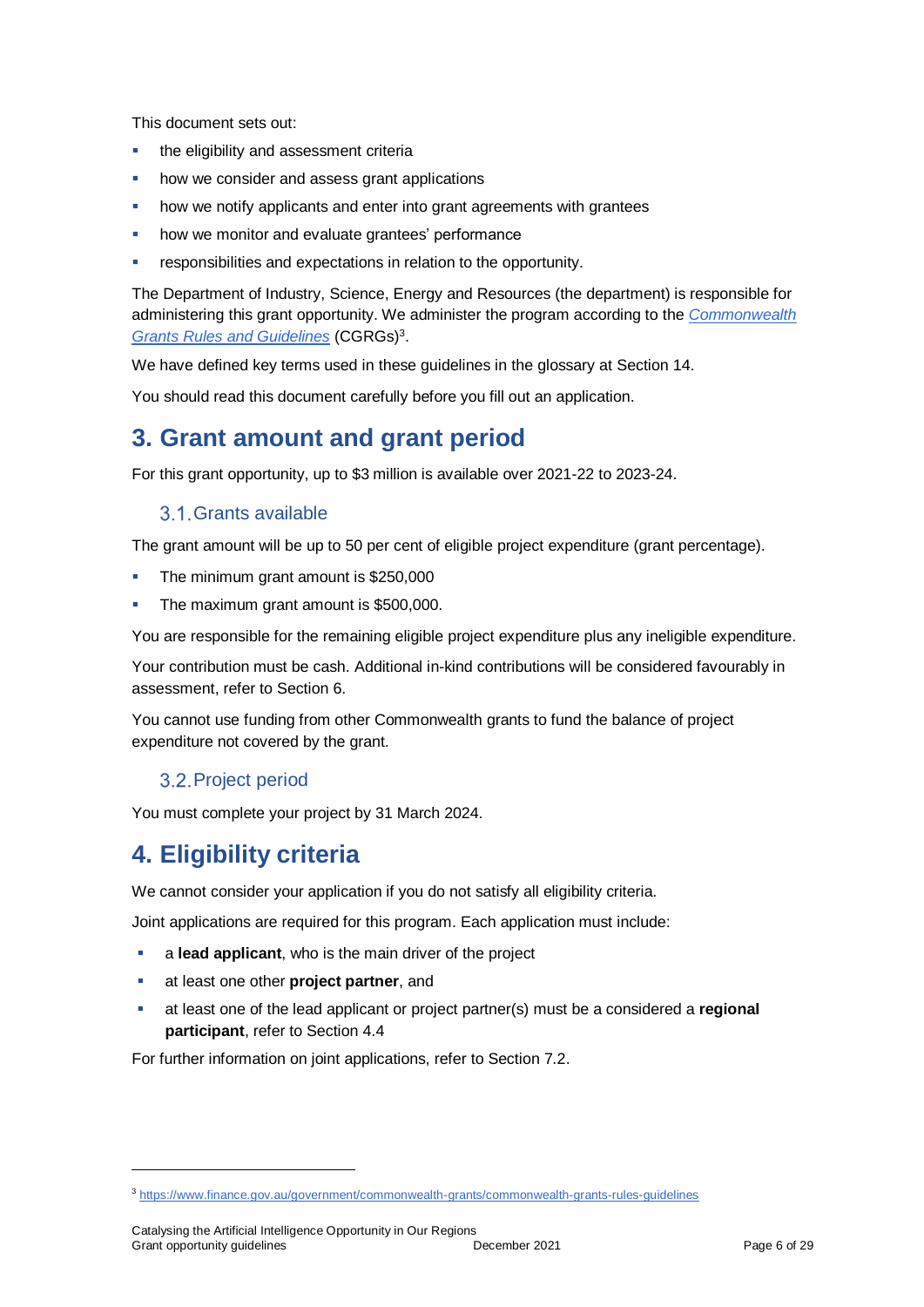This document sets out:

- the eligibility and assessment criteria
- how we consider and assess grant applications
- how we notify applicants and enter into grant agreements with grantees
- how we monitor and evaluate grantees' performance
- responsibilities and expectations in relation to the opportunity.

The Department of Industry, Science, Energy and Resources (the department) is responsible for administering this grant opportunity. We administer the program according to the *[Commonwealth Grants Rules and Guidelines](https://www.finance.gov.au/government/commonwealth-grants/commonwealth-grants-rules-guidelines)* (CGRGs)[3].

We have defined key terms used in these guidelines in the glossary at Section 14.

You should read this document carefully before you fill out an application.

# 3. Grant amount and grant period

For this grant opportunity, up to $3 million is available over 2021-22 to 2023-24.

## 3.1. Grants available

The grant amount will be up to 50 per cent of eligible project expenditure (grant percentage).

- The minimum grant amount is $250,000
- The maximum grant amount is $500,000.

You are responsible for the remaining eligible project expenditure plus any ineligible expenditure.

Your contribution must be cash. Additional in-kind contributions will be considered favourably in assessment, refer to Section 6.

You cannot use funding from other Commonwealth grants to fund the balance of project expenditure not covered by the grant.

## 3.2. Project period

You must complete your project by 31 March 2024.

# 4. Eligibility criteria

We cannot consider your application if you do not satisfy all eligibility criteria.

Joint applications are required for this program. Each application must include:

- a **lead applicant**, who is the main driver of the project
- at least one other **project partner**, and
- at least one of the lead applicant or project partner(s) must be a considered a **regional participant**, refer to Section 4.4

For further information on joint applications, refer to Section 7.2.

[3] https://www.finance.gov.au/government/commonwealth-grants/commonwealth-grants-rules-guidelines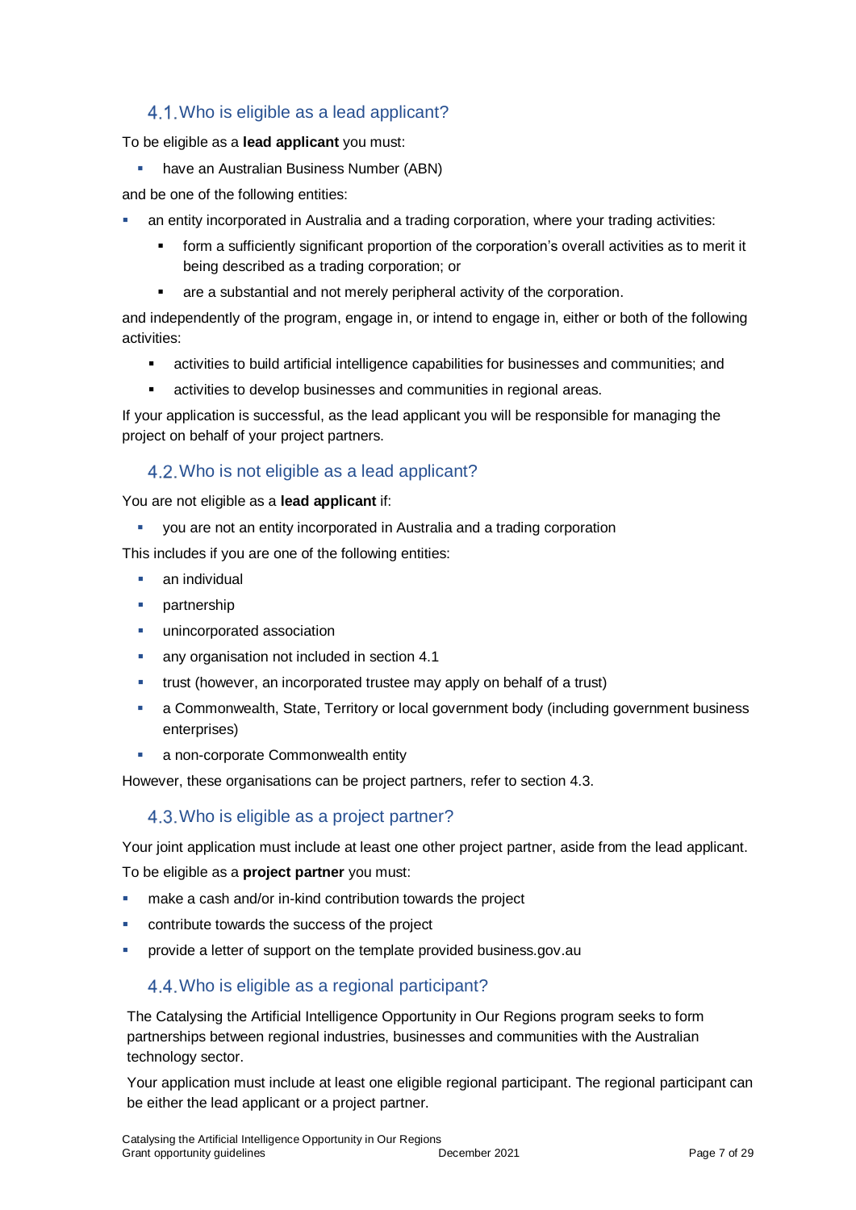## 4.1. Who is eligible as a lead applicant?

To be eligible as a **lead applicant** you must:

- have an Australian Business Number (ABN)

and be one of the following entities:

- an entity incorporated in Australia and a trading corporation, where your trading activities:
    - form a sufficiently significant proportion of the corporation's overall activities as to merit it being described as a trading corporation; or
    - are a substantial and not merely peripheral activity of the corporation.

and independently of the program, engage in, or intend to engage in, either or both of the following activities:

- activities to build artificial intelligence capabilities for businesses and communities; and
- activities to develop businesses and communities in regional areas.

If your application is successful, as the lead applicant you will be responsible for managing the project on behalf of your project partners.

## 4.2. Who is not eligible as a lead applicant?

You are not eligible as a **lead applicant** if:

- you are not an entity incorporated in Australia and a trading corporation

This includes if you are one of the following entities:

- an individual
- partnership
- unincorporated association
- any organisation not included in section 4.1
- trust (however, an incorporated trustee may apply on behalf of a trust)
- a Commonwealth, State, Territory or local government body (including government business enterprises)
- a non-corporate Commonwealth entity

However, these organisations can be project partners, refer to section 4.3.

## 4.3. Who is eligible as a project partner?

Your joint application must include at least one other project partner, aside from the lead applicant.

To be eligible as a **project partner** you must:

- make a cash and/or in-kind contribution towards the project
- contribute towards the success of the project
- provide a letter of support on the template provided business.gov.au

## 4.4. Who is eligible as a regional participant?

The Catalysing the Artificial Intelligence Opportunity in Our Regions program seeks to form partnerships between regional industries, businesses and communities with the Australian technology sector.

Your application must include at least one eligible regional participant. The regional participant can be either the lead applicant or a project partner.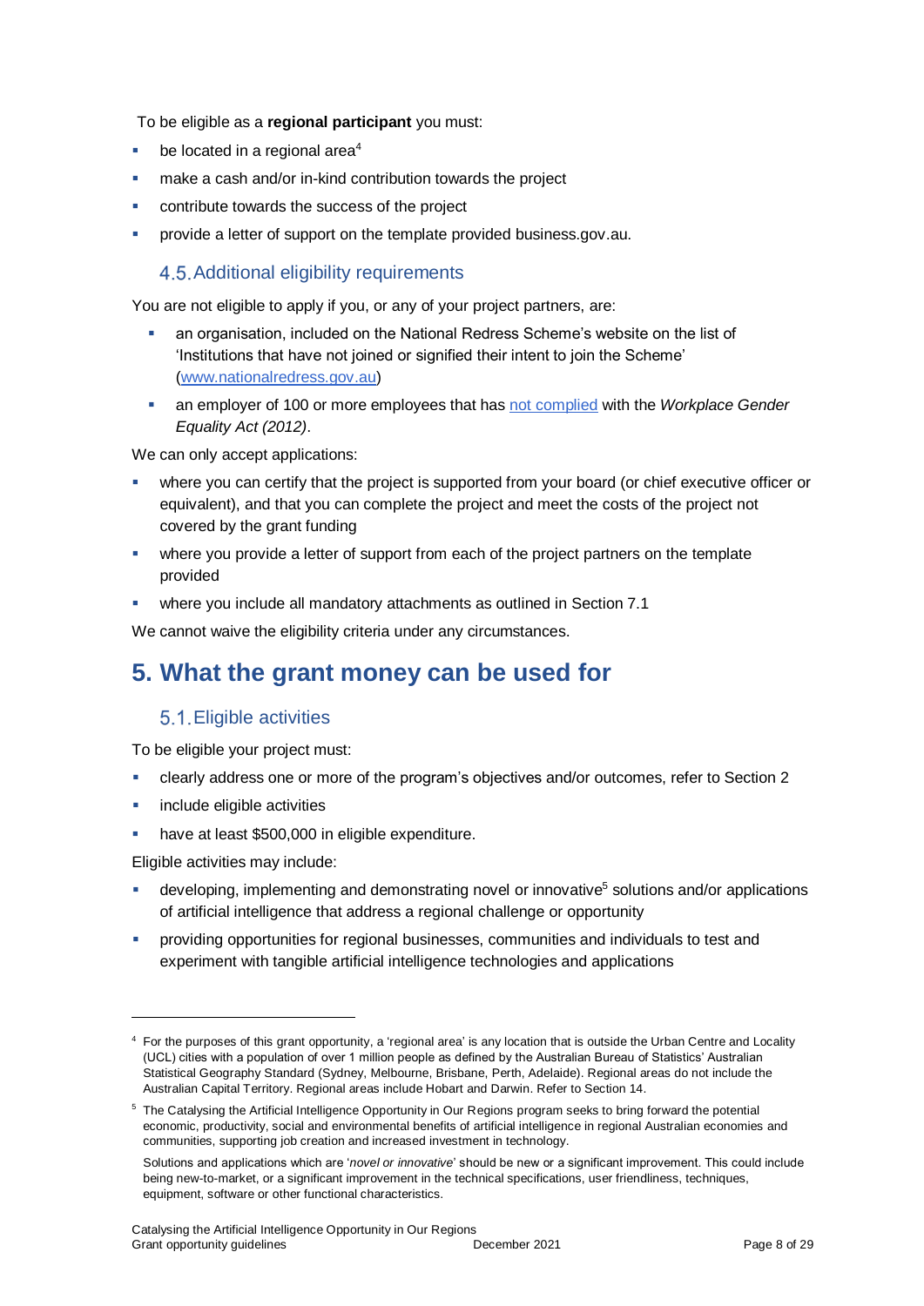To be eligible as a **regional participant** you must:

- be located in a regional area[4]
- make a cash and/or in-kind contribution towards the project
- contribute towards the success of the project
- provide a letter of support on the template provided business.gov.au.

### 4.5. Additional eligibility requirements

You are not eligible to apply if you, or any of your project partners, are:

- an organisation, included on the National Redress Scheme's website on the list of 'Institutions that have not joined or signified their intent to join the Scheme' ([www.nationalredress.gov.au](www.nationalredress.gov.au))
- an employer of 100 or more employees that has [not complied](#) with the *Workplace Gender Equality Act (2012)*.

We can only accept applications:

- where you can certify that the project is supported from your board (or chief executive officer or equivalent), and that you can complete the project and meet the costs of the project not covered by the grant funding
- where you provide a letter of support from each of the project partners on the template provided
- where you include all mandatory attachments as outlined in Section 7.1

We cannot waive the eligibility criteria under any circumstances.

## 5. What the grant money can be used for

### 5.1. Eligible activities

To be eligible your project must:

- clearly address one or more of the program's objectives and/or outcomes, refer to Section 2
- include eligible activities
- have at least $500,000 in eligible expenditure.

Eligible activities may include:

- developing, implementing and demonstrating novel or innovative[5] solutions and/or applications of artificial intelligence that address a regional challenge or opportunity
- providing opportunities for regional businesses, communities and individuals to test and experiment with tangible artificial intelligence technologies and applications

---

[4] For the purposes of this grant opportunity, a 'regional area' is any location that is outside the Urban Centre and Locality (UCL) cities with a population of over 1 million people as defined by the Australian Bureau of Statistics' Australian Statistical Geography Standard (Sydney, Melbourne, Brisbane, Perth, Adelaide). Regional areas do not include the Australian Capital Territory. Regional areas include Hobart and Darwin. Refer to Section 14.

[5] The Catalysing the Artificial Intelligence Opportunity in Our Regions program seeks to bring forward the potential economic, productivity, social and environmental benefits of artificial intelligence in regional Australian economies and communities, supporting job creation and increased investment in technology.

Solutions and applications which are '*novel or innovative*' should be new or a significant improvement. This could include being new-to-market, or a significant improvement in the technical specifications, user friendliness, techniques, equipment, software or other functional characteristics.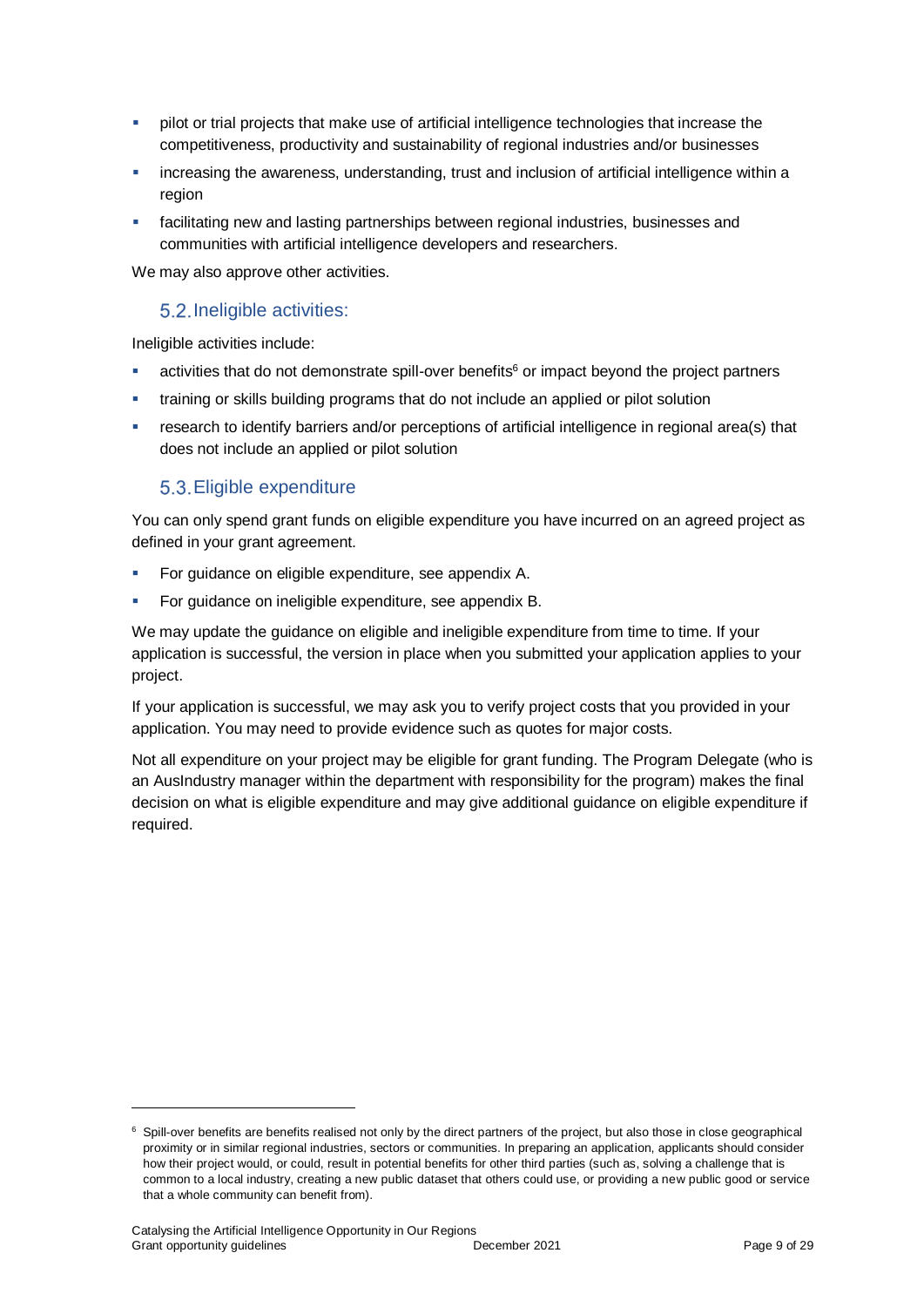- pilot or trial projects that make use of artificial intelligence technologies that increase the competitiveness, productivity and sustainability of regional industries and/or businesses
- increasing the awareness, understanding, trust and inclusion of artificial intelligence within a region
- facilitating new and lasting partnerships between regional industries, businesses and communities with artificial intelligence developers and researchers.

We may also approve other activities.

## 5.2. Ineligible activities:

Ineligible activities include:

- activities that do not demonstrate spill-over benefits[6] or impact beyond the project partners
- training or skills building programs that do not include an applied or pilot solution
- research to identify barriers and/or perceptions of artificial intelligence in regional area(s) that does not include an applied or pilot solution

## 5.3. Eligible expenditure

You can only spend grant funds on eligible expenditure you have incurred on an agreed project as defined in your grant agreement.

- For guidance on eligible expenditure, see appendix A.
- For guidance on ineligible expenditure, see appendix B.

We may update the guidance on eligible and ineligible expenditure from time to time. If your application is successful, the version in place when you submitted your application applies to your project.

If your application is successful, we may ask you to verify project costs that you provided in your application. You may need to provide evidence such as quotes for major costs.

Not all expenditure on your project may be eligible for grant funding. The Program Delegate (who is an AusIndustry manager within the department with responsibility for the program) makes the final decision on what is eligible expenditure and may give additional guidance on eligible expenditure if required.

[6] Spill-over benefits are benefits realised not only by the direct partners of the project, but also those in close geographical proximity or in similar regional industries, sectors or communities. In preparing an application, applicants should consider how their project would, or could, result in potential benefits for other third parties (such as, solving a challenge that is common to a local industry, creating a new public dataset that others could use, or providing a new public good or service that a whole community can benefit from).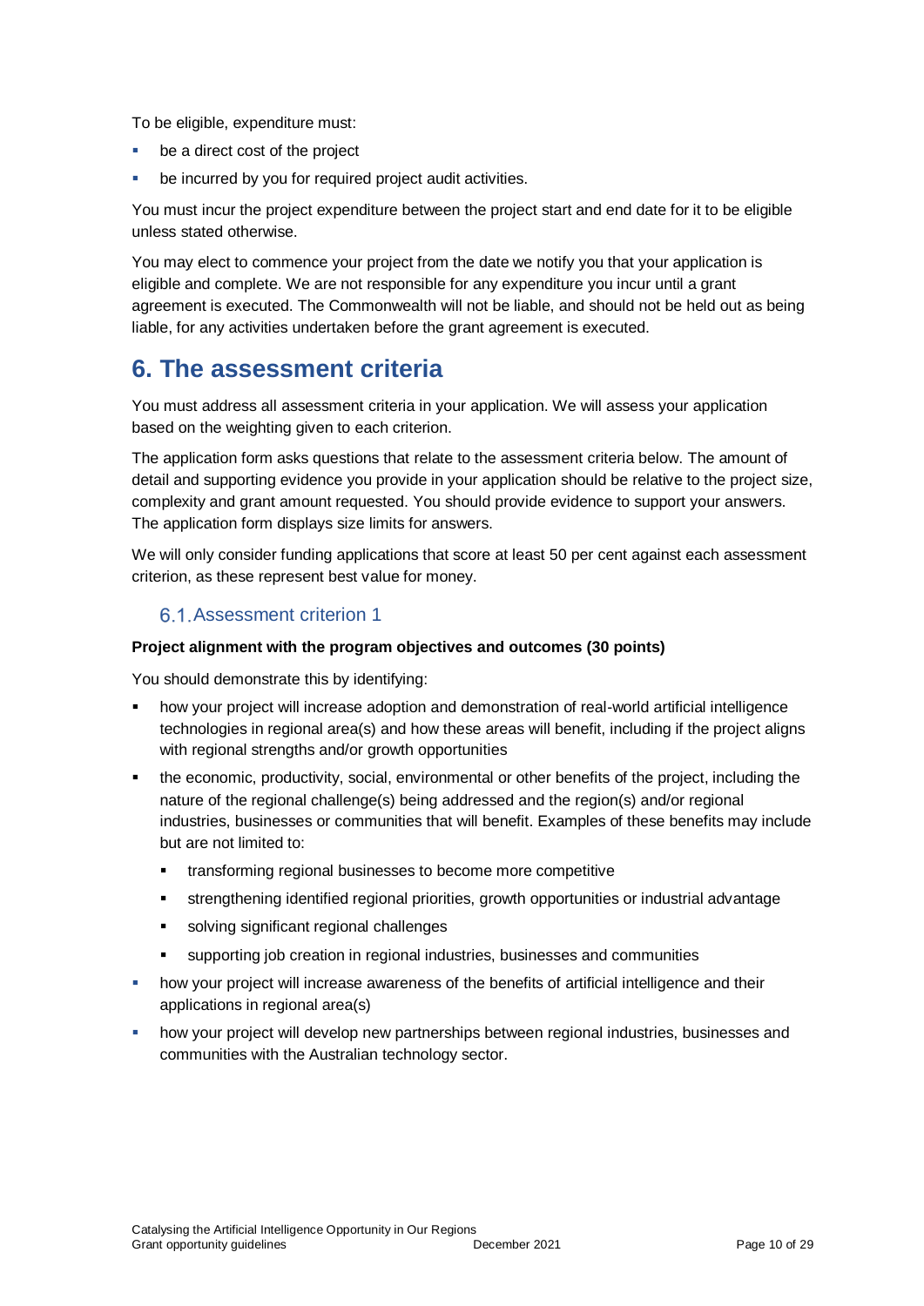To be eligible, expenditure must:

- be a direct cost of the project
- be incurred by you for required project audit activities.

You must incur the project expenditure between the project start and end date for it to be eligible unless stated otherwise.

You may elect to commence your project from the date we notify you that your application is eligible and complete. We are not responsible for any expenditure you incur until a grant agreement is executed. The Commonwealth will not be liable, and should not be held out as being liable, for any activities undertaken before the grant agreement is executed.

# 6. The assessment criteria

You must address all assessment criteria in your application. We will assess your application based on the weighting given to each criterion.

The application form asks questions that relate to the assessment criteria below. The amount of detail and supporting evidence you provide in your application should be relative to the project size, complexity and grant amount requested. You should provide evidence to support your answers. The application form displays size limits for answers.

We will only consider funding applications that score at least 50 per cent against each assessment criterion, as these represent best value for money.

## 6.1. Assessment criterion 1

**Project alignment with the program objectives and outcomes (30 points)**

You should demonstrate this by identifying:

- how your project will increase adoption and demonstration of real-world artificial intelligence technologies in regional area(s) and how these areas will benefit, including if the project aligns with regional strengths and/or growth opportunities
- the economic, productivity, social, environmental or other benefits of the project, including the nature of the regional challenge(s) being addressed and the region(s) and/or regional industries, businesses or communities that will benefit. Examples of these benefits may include but are not limited to:
  - transforming regional businesses to become more competitive
  - strengthening identified regional priorities, growth opportunities or industrial advantage
  - solving significant regional challenges
  - supporting job creation in regional industries, businesses and communities
- how your project will increase awareness of the benefits of artificial intelligence and their applications in regional area(s)
- how your project will develop new partnerships between regional industries, businesses and communities with the Australian technology sector.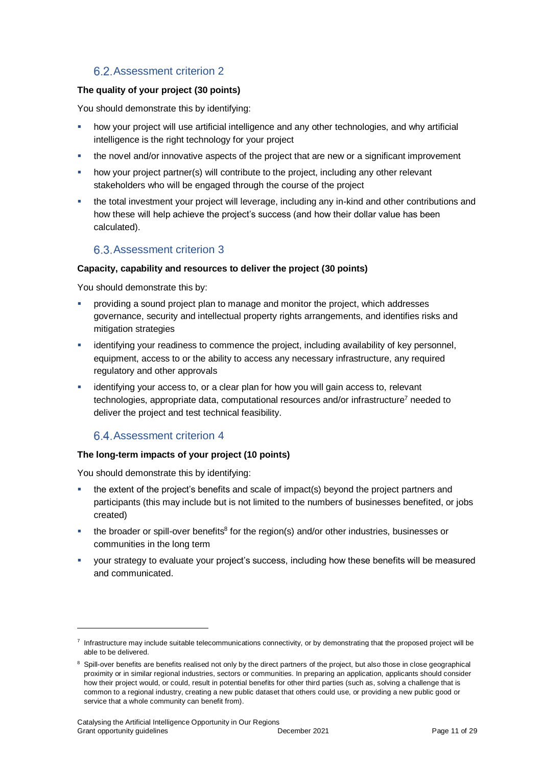## 6.2. Assessment criterion 2

**The quality of your project (30 points)**

You should demonstrate this by identifying:

- how your project will use artificial intelligence and any other technologies, and why artificial intelligence is the right technology for your project
- the novel and/or innovative aspects of the project that are new or a significant improvement
- how your project partner(s) will contribute to the project, including any other relevant stakeholders who will be engaged through the course of the project
- the total investment your project will leverage, including any in-kind and other contributions and how these will help achieve the project's success (and how their dollar value has been calculated).

## 6.3. Assessment criterion 3

**Capacity, capability and resources to deliver the project (30 points)**

You should demonstrate this by:

- providing a sound project plan to manage and monitor the project, which addresses governance, security and intellectual property rights arrangements, and identifies risks and mitigation strategies
- identifying your readiness to commence the project, including availability of key personnel, equipment, access to or the ability to access any necessary infrastructure, any required regulatory and other approvals
- identifying your access to, or a clear plan for how you will gain access to, relevant technologies, appropriate data, computational resources and/or infrastructure[7] needed to deliver the project and test technical feasibility.

## 6.4. Assessment criterion 4

**The long-term impacts of your project (10 points)**

You should demonstrate this by identifying:

- the extent of the project's benefits and scale of impact(s) beyond the project partners and participants (this may include but is not limited to the numbers of businesses benefited, or jobs created)
- the broader or spill-over benefits[8] for the region(s) and/or other industries, businesses or communities in the long term
- your strategy to evaluate your project's success, including how these benefits will be measured and communicated.

---

[7] Infrastructure may include suitable telecommunications connectivity, or by demonstrating that the proposed project will be able to be delivered.

[8] Spill-over benefits are benefits realised not only by the direct partners of the project, but also those in close geographical proximity or in similar regional industries, sectors or communities. In preparing an application, applicants should consider how their project would, or could, result in potential benefits for other third parties (such as, solving a challenge that is common to a regional industry, creating a new public dataset that others could use, or providing a new public good or service that a whole community can benefit from).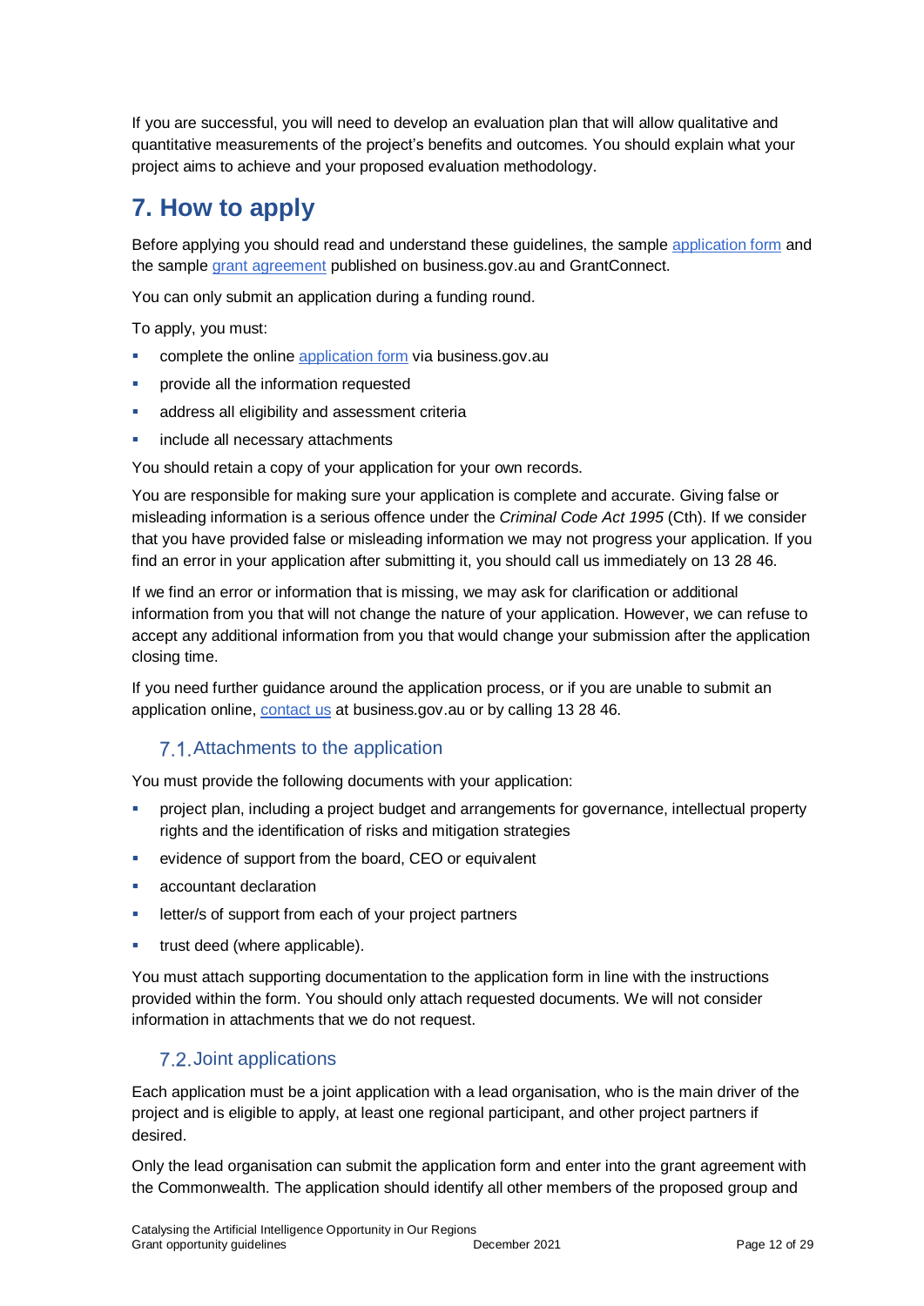If you are successful, you will need to develop an evaluation plan that will allow qualitative and quantitative measurements of the project's benefits and outcomes. You should explain what your project aims to achieve and your proposed evaluation methodology.

# 7. How to apply

Before applying you should read and understand these guidelines, the sample application form and the sample grant agreement published on business.gov.au and GrantConnect.

You can only submit an application during a funding round.

To apply, you must:

- complete the online application form via business.gov.au
- provide all the information requested
- address all eligibility and assessment criteria
- include all necessary attachments

You should retain a copy of your application for your own records.

You are responsible for making sure your application is complete and accurate. Giving false or misleading information is a serious offence under the *Criminal Code Act 1995* (Cth). If we consider that you have provided false or misleading information we may not progress your application. If you find an error in your application after submitting it, you should call us immediately on 13 28 46.

If we find an error or information that is missing, we may ask for clarification or additional information from you that will not change the nature of your application. However, we can refuse to accept any additional information from you that would change your submission after the application closing time.

If you need further guidance around the application process, or if you are unable to submit an application online, contact us at business.gov.au or by calling 13 28 46.

## 7.1. Attachments to the application

You must provide the following documents with your application:

- project plan, including a project budget and arrangements for governance, intellectual property rights and the identification of risks and mitigation strategies
- evidence of support from the board, CEO or equivalent
- accountant declaration
- letter/s of support from each of your project partners
- trust deed (where applicable).

You must attach supporting documentation to the application form in line with the instructions provided within the form. You should only attach requested documents. We will not consider information in attachments that we do not request.

## 7.2. Joint applications

Each application must be a joint application with a lead organisation, who is the main driver of the project and is eligible to apply, at least one regional participant, and other project partners if desired.

Only the lead organisation can submit the application form and enter into the grant agreement with the Commonwealth. The application should identify all other members of the proposed group and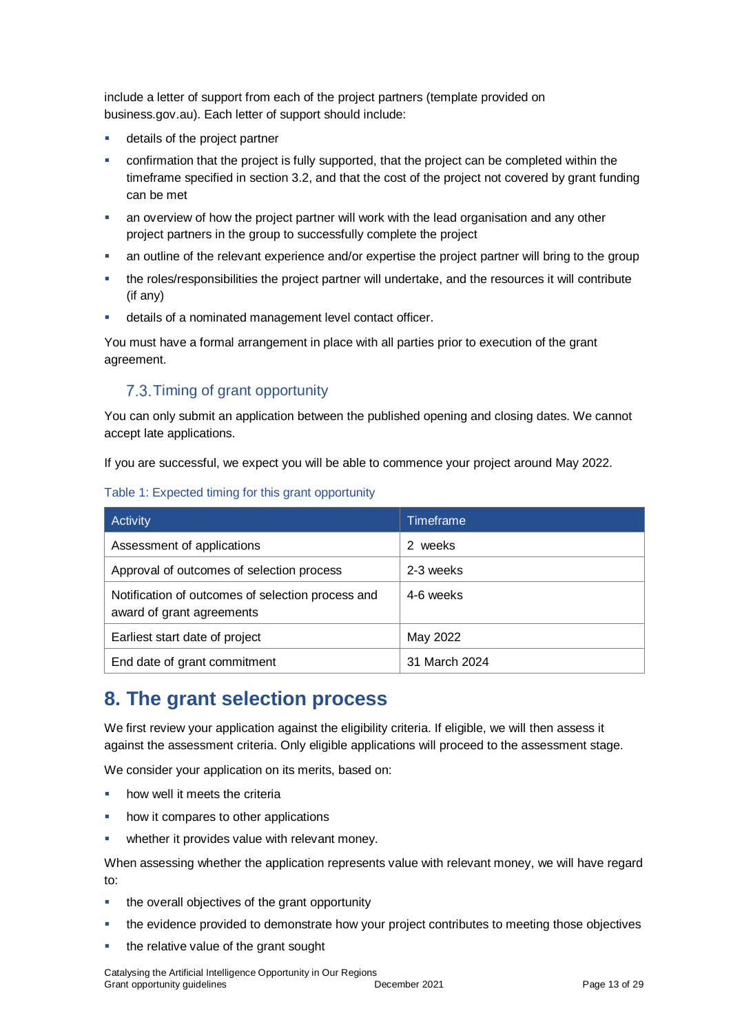include a letter of support from each of the project partners (template provided on business.gov.au). Each letter of support should include:

- details of the project partner
- confirmation that the project is fully supported, that the project can be completed within the timeframe specified in section 3.2, and that the cost of the project not covered by grant funding can be met
- an overview of how the project partner will work with the lead organisation and any other project partners in the group to successfully complete the project
- an outline of the relevant experience and/or expertise the project partner will bring to the group
- the roles/responsibilities the project partner will undertake, and the resources it will contribute (if any)
- details of a nominated management level contact officer.

You must have a formal arrangement in place with all parties prior to execution of the grant agreement.

### 7.3. Timing of grant opportunity

You can only submit an application between the published opening and closing dates. We cannot accept late applications.

If you are successful, we expect you will be able to commence your project around May 2022.

Table 1: Expected timing for this grant opportunity

| Activity | Timeframe |
|---|---|
| Assessment of applications | 2 weeks |
| Approval of outcomes of selection process | 2-3 weeks |
| Notification of outcomes of selection process and award of grant agreements | 4-6 weeks |
| Earliest start date of project | May 2022 |
| End date of grant commitment | 31 March 2024 |

## 8. The grant selection process

We first review your application against the eligibility criteria. If eligible, we will then assess it against the assessment criteria. Only eligible applications will proceed to the assessment stage.

We consider your application on its merits, based on:

- how well it meets the criteria
- how it compares to other applications
- whether it provides value with relevant money.

When assessing whether the application represents value with relevant money, we will have regard to:

- the overall objectives of the grant opportunity
- the evidence provided to demonstrate how your project contributes to meeting those objectives
- the relative value of the grant sought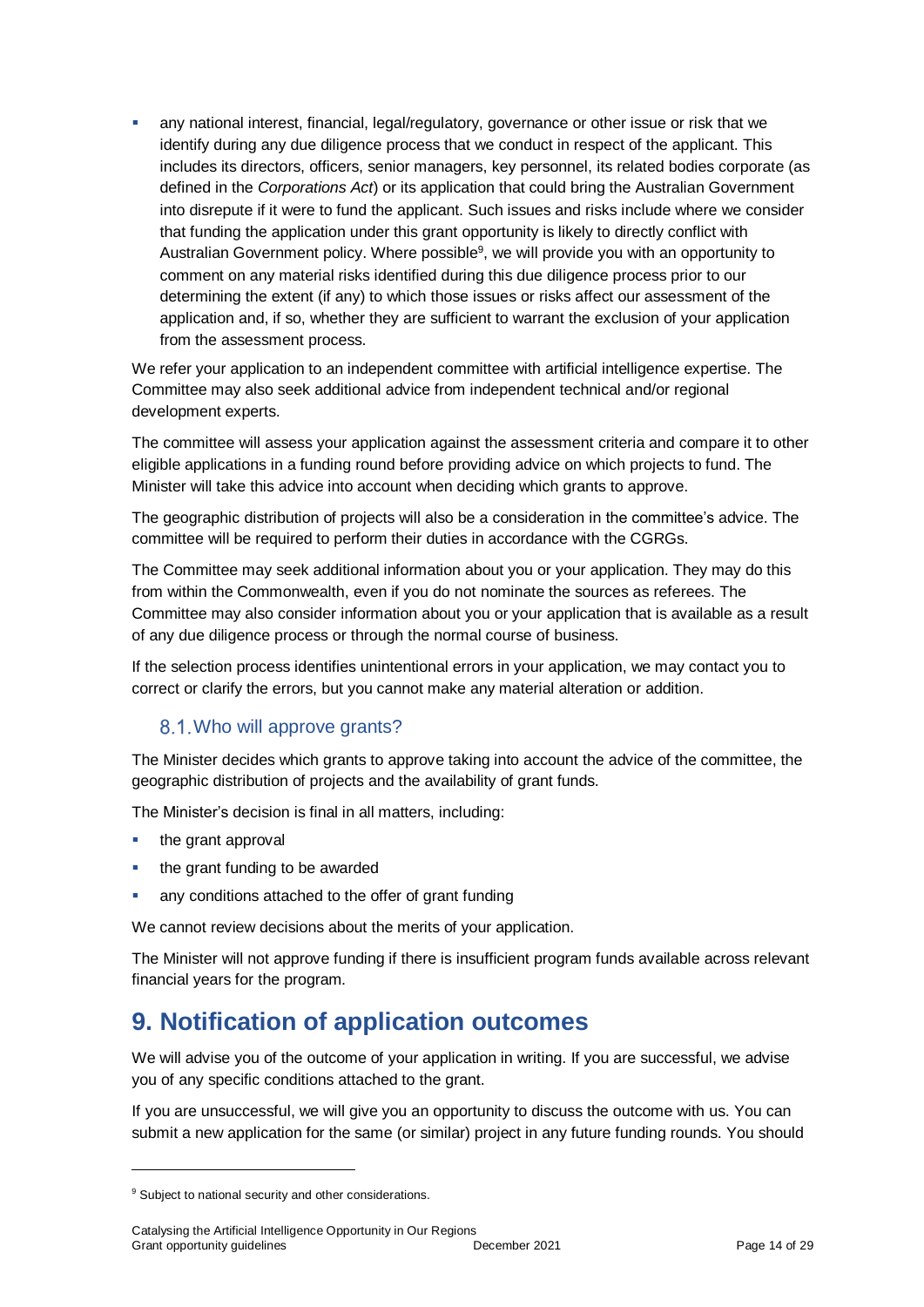- any national interest, financial, legal/regulatory, governance or other issue or risk that we identify during any due diligence process that we conduct in respect of the applicant. This includes its directors, officers, senior managers, key personnel, its related bodies corporate (as defined in the *Corporations Act*) or its application that could bring the Australian Government into disrepute if it were to fund the applicant. Such issues and risks include where we consider that funding the application under this grant opportunity is likely to directly conflict with Australian Government policy. Where possible[9], we will provide you with an opportunity to comment on any material risks identified during this due diligence process prior to our determining the extent (if any) to which those issues or risks affect our assessment of the application and, if so, whether they are sufficient to warrant the exclusion of your application from the assessment process.

We refer your application to an independent committee with artificial intelligence expertise. The Committee may also seek additional advice from independent technical and/or regional development experts.

The committee will assess your application against the assessment criteria and compare it to other eligible applications in a funding round before providing advice on which projects to fund. The Minister will take this advice into account when deciding which grants to approve.

The geographic distribution of projects will also be a consideration in the committee's advice. The committee will be required to perform their duties in accordance with the CGRGs.

The Committee may seek additional information about you or your application. They may do this from within the Commonwealth, even if you do not nominate the sources as referees. The Committee may also consider information about you or your application that is available as a result of any due diligence process or through the normal course of business.

If the selection process identifies unintentional errors in your application, we may contact you to correct or clarify the errors, but you cannot make any material alteration or addition.

### 8.1. Who will approve grants?

The Minister decides which grants to approve taking into account the advice of the committee, the geographic distribution of projects and the availability of grant funds.

The Minister's decision is final in all matters, including:

- the grant approval
- the grant funding to be awarded
- any conditions attached to the offer of grant funding

We cannot review decisions about the merits of your application.

The Minister will not approve funding if there is insufficient program funds available across relevant financial years for the program.

## 9. Notification of application outcomes

We will advise you of the outcome of your application in writing. If you are successful, we advise you of any specific conditions attached to the grant.

If you are unsuccessful, we will give you an opportunity to discuss the outcome with us. You can submit a new application for the same (or similar) project in any future funding rounds. You should

---

[9] Subject to national security and other considerations.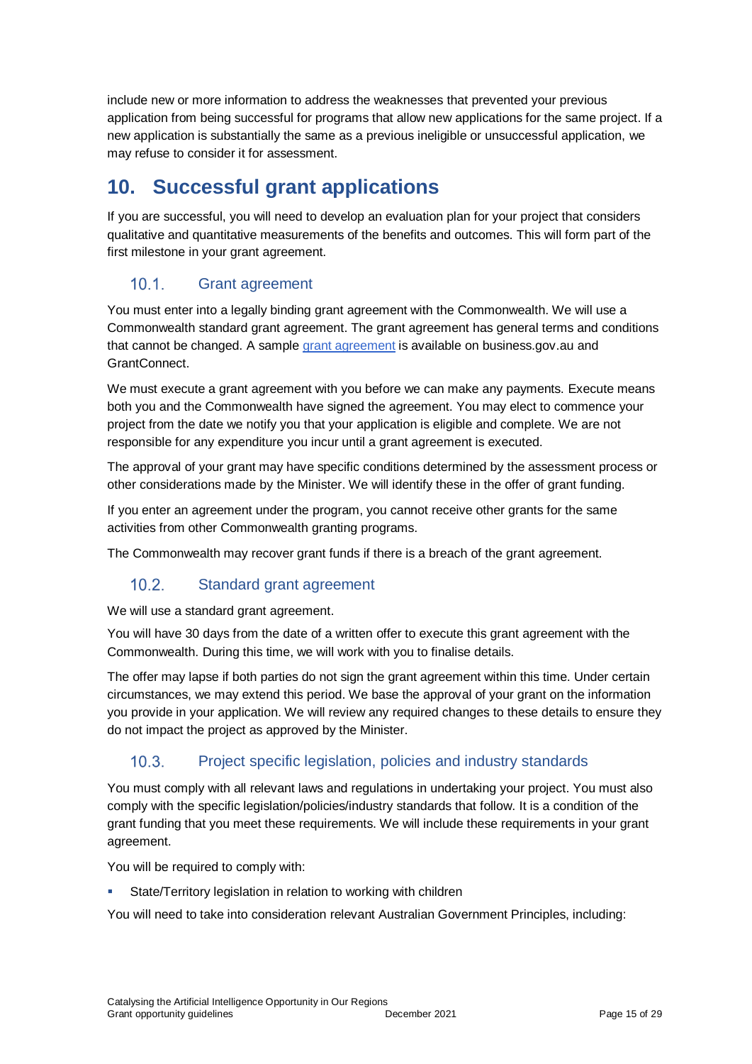include new or more information to address the weaknesses that prevented your previous application from being successful for programs that allow new applications for the same project. If a new application is substantially the same as a previous ineligible or unsuccessful application, we may refuse to consider it for assessment.

# 10. Successful grant applications

If you are successful, you will need to develop an evaluation plan for your project that considers qualitative and quantitative measurements of the benefits and outcomes. This will form part of the first milestone in your grant agreement.

## 10.1. Grant agreement

You must enter into a legally binding grant agreement with the Commonwealth. We will use a Commonwealth standard grant agreement. The grant agreement has general terms and conditions that cannot be changed. A sample [grant agreement](grant agreement) is available on business.gov.au and GrantConnect.

We must execute a grant agreement with you before we can make any payments. Execute means both you and the Commonwealth have signed the agreement. You may elect to commence your project from the date we notify you that your application is eligible and complete. We are not responsible for any expenditure you incur until a grant agreement is executed.

The approval of your grant may have specific conditions determined by the assessment process or other considerations made by the Minister. We will identify these in the offer of grant funding.

If you enter an agreement under the program, you cannot receive other grants for the same activities from other Commonwealth granting programs.

The Commonwealth may recover grant funds if there is a breach of the grant agreement.

## 10.2. Standard grant agreement

We will use a standard grant agreement.

You will have 30 days from the date of a written offer to execute this grant agreement with the Commonwealth. During this time, we will work with you to finalise details.

The offer may lapse if both parties do not sign the grant agreement within this time. Under certain circumstances, we may extend this period. We base the approval of your grant on the information you provide in your application. We will review any required changes to these details to ensure they do not impact the project as approved by the Minister.

## 10.3. Project specific legislation, policies and industry standards

You must comply with all relevant laws and regulations in undertaking your project. You must also comply with the specific legislation/policies/industry standards that follow. It is a condition of the grant funding that you meet these requirements. We will include these requirements in your grant agreement.

You will be required to comply with:

- State/Territory legislation in relation to working with children

You will need to take into consideration relevant Australian Government Principles, including: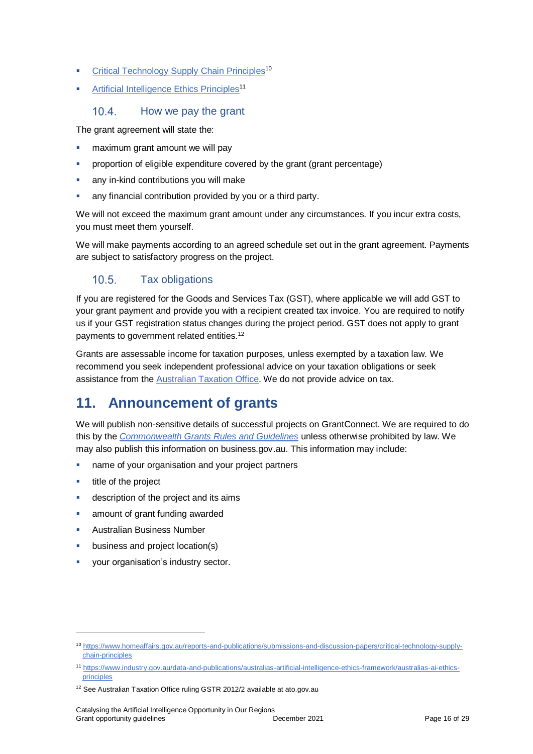- Critical Technology Supply Chain Principles[10]
- Artificial Intelligence Ethics Principles[11]

### 10.4. How we pay the grant

The grant agreement will state the:

- maximum grant amount we will pay
- proportion of eligible expenditure covered by the grant (grant percentage)
- any in-kind contributions you will make
- any financial contribution provided by you or a third party.

We will not exceed the maximum grant amount under any circumstances. If you incur extra costs, you must meet them yourself.

We will make payments according to an agreed schedule set out in the grant agreement. Payments are subject to satisfactory progress on the project.

### 10.5. Tax obligations

If you are registered for the Goods and Services Tax (GST), where applicable we will add GST to your grant payment and provide you with a recipient created tax invoice. You are required to notify us if your GST registration status changes during the project period. GST does not apply to grant payments to government related entities.[12]

Grants are assessable income for taxation purposes, unless exempted by a taxation law. We recommend you seek independent professional advice on your taxation obligations or seek assistance from the Australian Taxation Office. We do not provide advice on tax.

## 11. Announcement of grants

We will publish non-sensitive details of successful projects on GrantConnect. We are required to do this by the *Commonwealth Grants Rules and Guidelines* unless otherwise prohibited by law. We may also publish this information on business.gov.au. This information may include:

- name of your organisation and your project partners
- title of the project
- description of the project and its aims
- amount of grant funding awarded
- Australian Business Number
- business and project location(s)
- your organisation's industry sector.

---

[10] https://www.homeaffairs.gov.au/reports-and-publications/submissions-and-discussion-papers/critical-technology-supply-chain-principles

[11] https://www.industry.gov.au/data-and-publications/australias-artificial-intelligence-ethics-framework/australias-ai-ethics-principles

[12] See Australian Taxation Office ruling GSTR 2012/2 available at ato.gov.au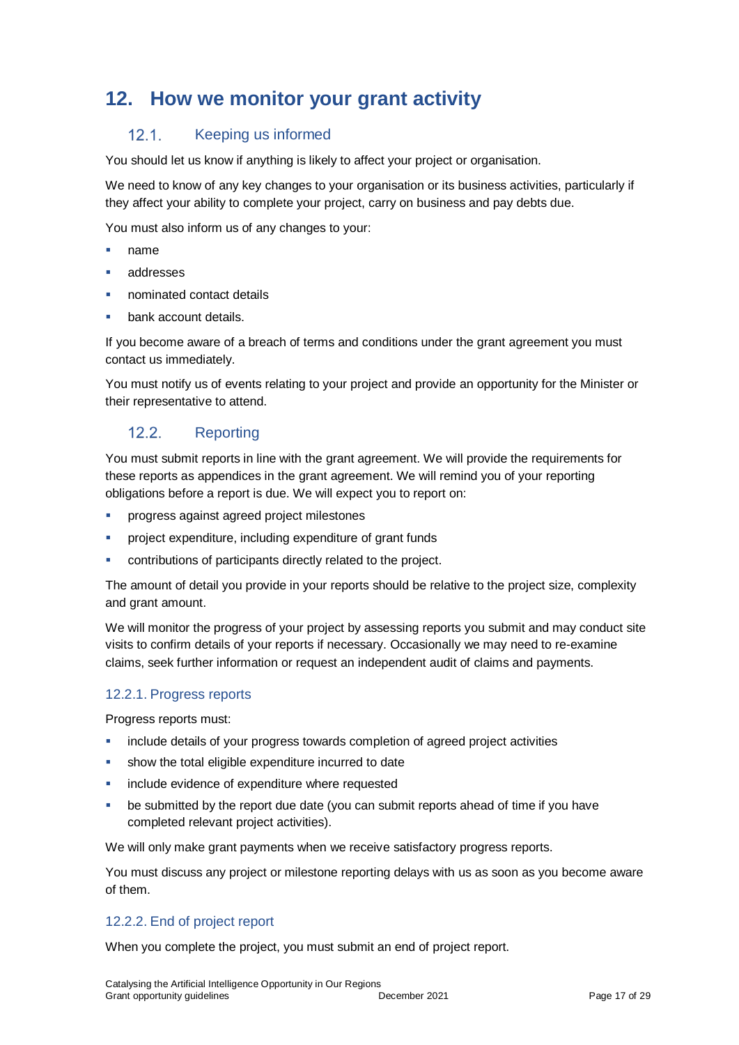# 12. How we monitor your grant activity

## 12.1. Keeping us informed

You should let us know if anything is likely to affect your project or organisation.

We need to know of any key changes to your organisation or its business activities, particularly if they affect your ability to complete your project, carry on business and pay debts due.

You must also inform us of any changes to your:

- name
- addresses
- nominated contact details
- bank account details.

If you become aware of a breach of terms and conditions under the grant agreement you must contact us immediately.

You must notify us of events relating to your project and provide an opportunity for the Minister or their representative to attend.

## 12.2. Reporting

You must submit reports in line with the grant agreement. We will provide the requirements for these reports as appendices in the grant agreement. We will remind you of your reporting obligations before a report is due. We will expect you to report on:

- progress against agreed project milestones
- project expenditure, including expenditure of grant funds
- contributions of participants directly related to the project.

The amount of detail you provide in your reports should be relative to the project size, complexity and grant amount.

We will monitor the progress of your project by assessing reports you submit and may conduct site visits to confirm details of your reports if necessary. Occasionally we may need to re-examine claims, seek further information or request an independent audit of claims and payments.

### 12.2.1. Progress reports

Progress reports must:

- include details of your progress towards completion of agreed project activities
- show the total eligible expenditure incurred to date
- include evidence of expenditure where requested
- be submitted by the report due date (you can submit reports ahead of time if you have completed relevant project activities).

We will only make grant payments when we receive satisfactory progress reports.

You must discuss any project or milestone reporting delays with us as soon as you become aware of them.

### 12.2.2. End of project report

When you complete the project, you must submit an end of project report.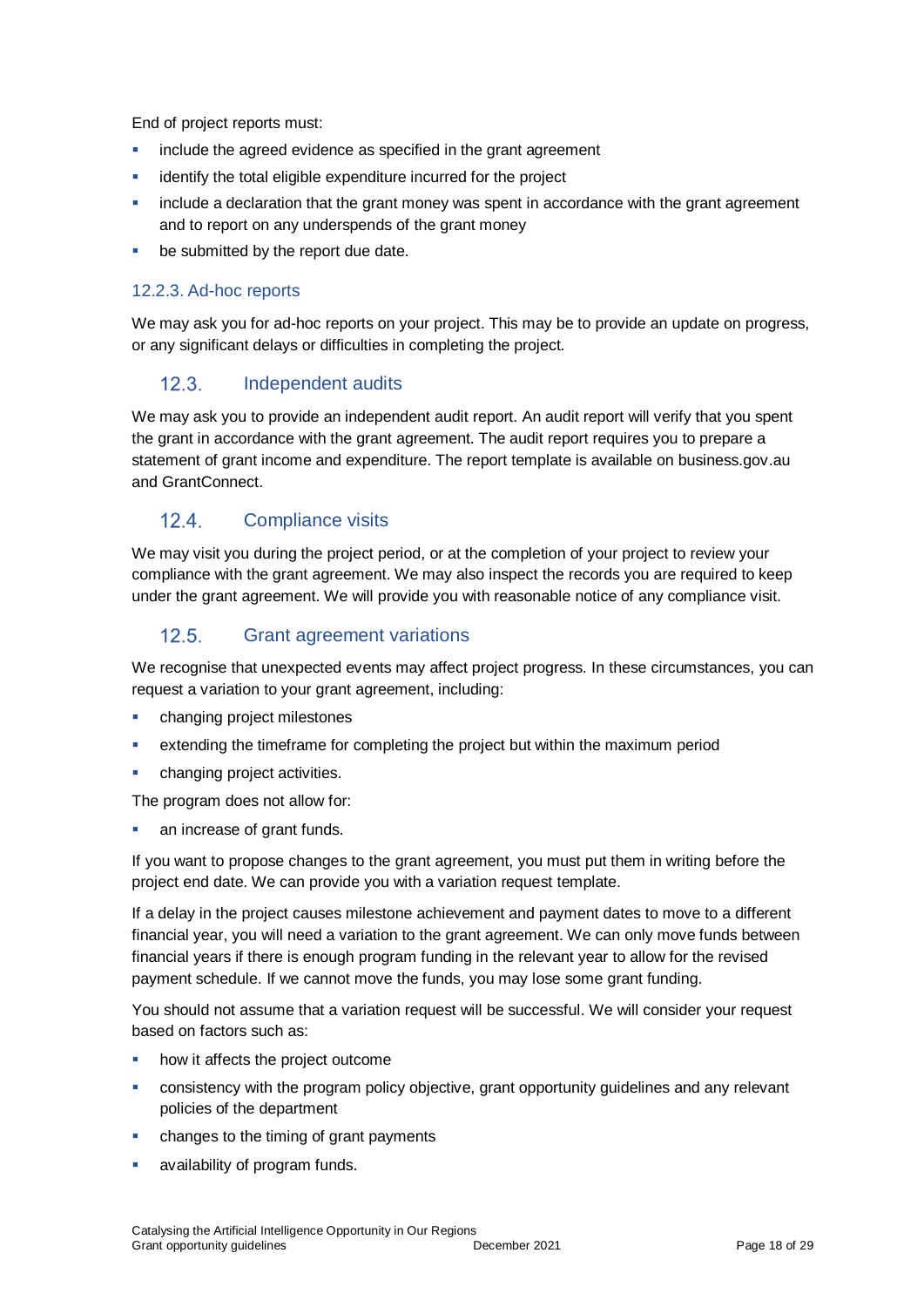End of project reports must:

- include the agreed evidence as specified in the grant agreement
- identify the total eligible expenditure incurred for the project
- include a declaration that the grant money was spent in accordance with the grant agreement and to report on any underspends of the grant money
- be submitted by the report due date.

#### 12.2.3. Ad-hoc reports

We may ask you for ad-hoc reports on your project. This may be to provide an update on progress, or any significant delays or difficulties in completing the project.

### 12.3. Independent audits

We may ask you to provide an independent audit report. An audit report will verify that you spent the grant in accordance with the grant agreement. The audit report requires you to prepare a statement of grant income and expenditure. The report template is available on business.gov.au and GrantConnect.

### 12.4. Compliance visits

We may visit you during the project period, or at the completion of your project to review your compliance with the grant agreement. We may also inspect the records you are required to keep under the grant agreement. We will provide you with reasonable notice of any compliance visit.

### 12.5. Grant agreement variations

We recognise that unexpected events may affect project progress. In these circumstances, you can request a variation to your grant agreement, including:

- changing project milestones
- extending the timeframe for completing the project but within the maximum period
- changing project activities.

The program does not allow for:

- an increase of grant funds.

If you want to propose changes to the grant agreement, you must put them in writing before the project end date. We can provide you with a variation request template.

If a delay in the project causes milestone achievement and payment dates to move to a different financial year, you will need a variation to the grant agreement. We can only move funds between financial years if there is enough program funding in the relevant year to allow for the revised payment schedule. If we cannot move the funds, you may lose some grant funding.

You should not assume that a variation request will be successful. We will consider your request based on factors such as:

- how it affects the project outcome
- consistency with the program policy objective, grant opportunity guidelines and any relevant policies of the department
- changes to the timing of grant payments
- availability of program funds.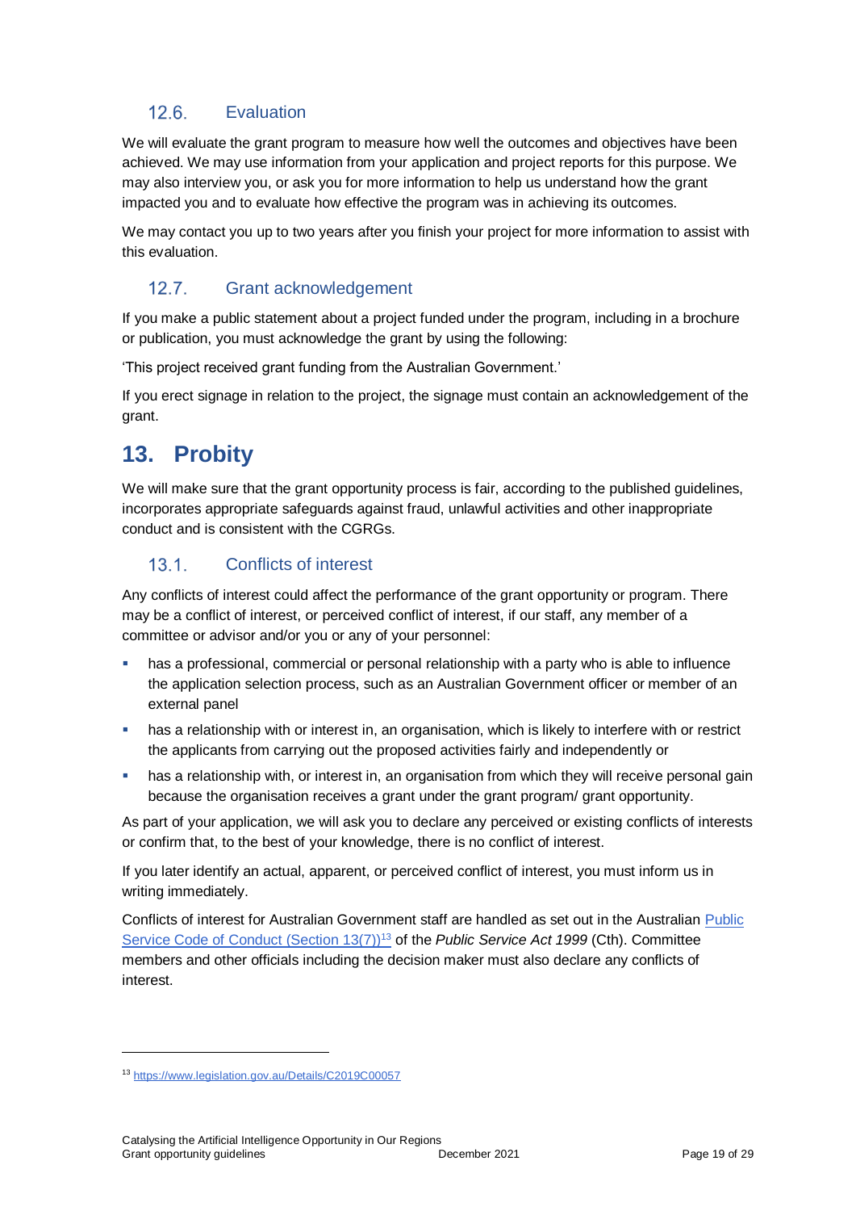### 12.6. Evaluation

We will evaluate the grant program to measure how well the outcomes and objectives have been achieved. We may use information from your application and project reports for this purpose. We may also interview you, or ask you for more information to help us understand how the grant impacted you and to evaluate how effective the program was in achieving its outcomes.

We may contact you up to two years after you finish your project for more information to assist with this evaluation.

### 12.7. Grant acknowledgement

If you make a public statement about a project funded under the program, including in a brochure or publication, you must acknowledge the grant by using the following:

'This project received grant funding from the Australian Government.'

If you erect signage in relation to the project, the signage must contain an acknowledgement of the grant.

## 13. Probity

We will make sure that the grant opportunity process is fair, according to the published guidelines, incorporates appropriate safeguards against fraud, unlawful activities and other inappropriate conduct and is consistent with the CGRGs.

### 13.1. Conflicts of interest

Any conflicts of interest could affect the performance of the grant opportunity or program. There may be a conflict of interest, or perceived conflict of interest, if our staff, any member of a committee or advisor and/or you or any of your personnel:

- has a professional, commercial or personal relationship with a party who is able to influence the application selection process, such as an Australian Government officer or member of an external panel
- has a relationship with or interest in, an organisation, which is likely to interfere with or restrict the applicants from carrying out the proposed activities fairly and independently or
- has a relationship with, or interest in, an organisation from which they will receive personal gain because the organisation receives a grant under the grant program/ grant opportunity.

As part of your application, we will ask you to declare any perceived or existing conflicts of interests or confirm that, to the best of your knowledge, there is no conflict of interest.

If you later identify an actual, apparent, or perceived conflict of interest, you must inform us in writing immediately.

Conflicts of interest for Australian Government staff are handled as set out in the Australian Public Service Code of Conduct (Section 13(7))[13] of the *Public Service Act 1999* (Cth). Committee members and other officials including the decision maker must also declare any conflicts of interest.

[13] https://www.legislation.gov.au/Details/C2019C00057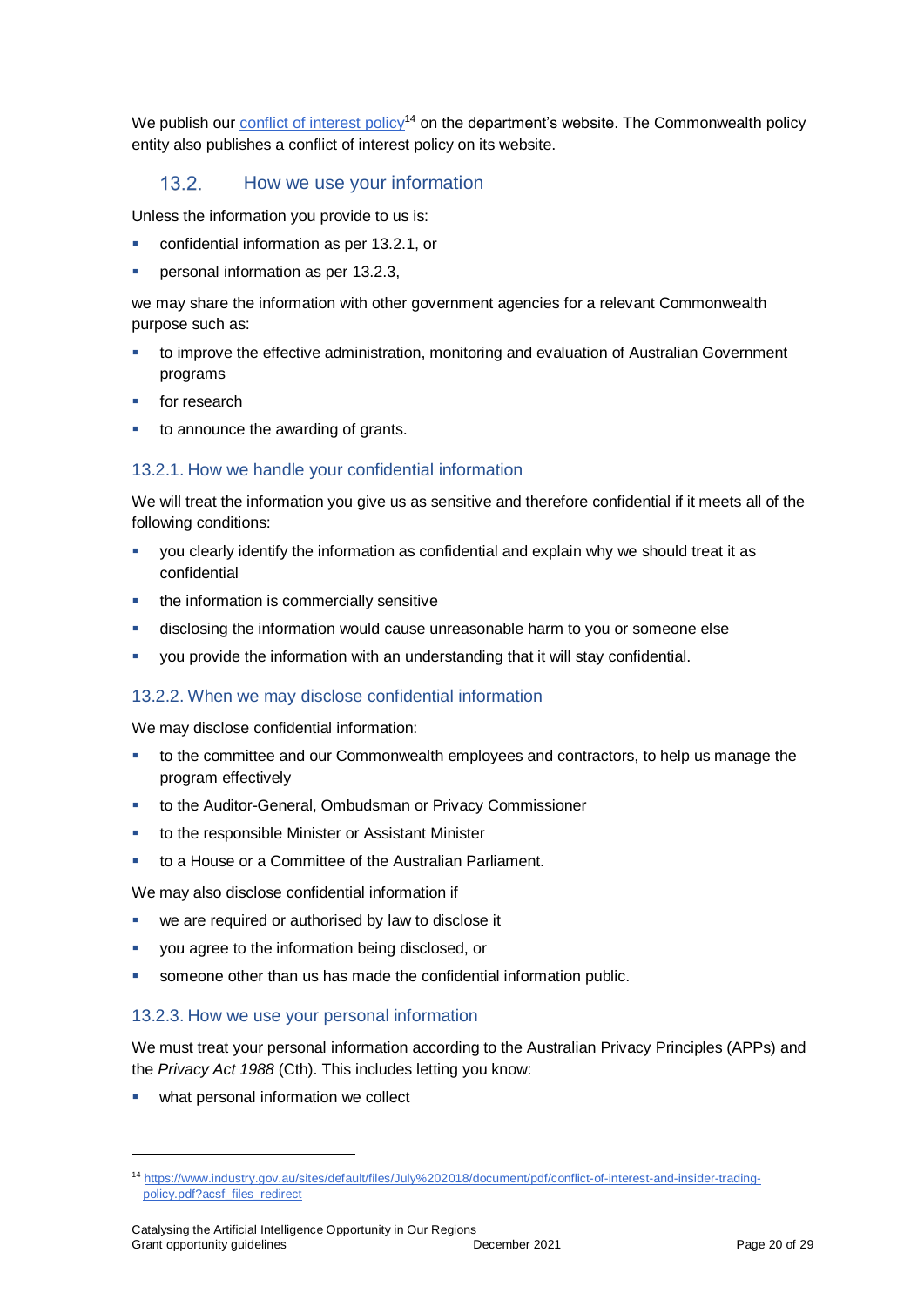We publish our [conflict of interest policy](https://www.industry.gov.au/sites/default/files/July%202018/document/pdf/conflict-of-interest-and-insider-trading-policy.pdf?acsf_files_redirect)[14] on the department's website. The Commonwealth policy entity also publishes a conflict of interest policy on its website.

## 13.2. How we use your information

Unless the information you provide to us is:

- confidential information as per 13.2.1, or
- personal information as per 13.2.3,

we may share the information with other government agencies for a relevant Commonwealth purpose such as:

- to improve the effective administration, monitoring and evaluation of Australian Government programs
- for research
- to announce the awarding of grants.

### 13.2.1. How we handle your confidential information

We will treat the information you give us as sensitive and therefore confidential if it meets all of the following conditions:

- you clearly identify the information as confidential and explain why we should treat it as confidential
- the information is commercially sensitive
- disclosing the information would cause unreasonable harm to you or someone else
- you provide the information with an understanding that it will stay confidential.

### 13.2.2. When we may disclose confidential information

We may disclose confidential information:

- to the committee and our Commonwealth employees and contractors, to help us manage the program effectively
- to the Auditor-General, Ombudsman or Privacy Commissioner
- to the responsible Minister or Assistant Minister
- to a House or a Committee of the Australian Parliament.

We may also disclose confidential information if

- we are required or authorised by law to disclose it
- you agree to the information being disclosed, or
- someone other than us has made the confidential information public.

### 13.2.3. How we use your personal information

We must treat your personal information according to the Australian Privacy Principles (APPs) and the *Privacy Act 1988* (Cth). This includes letting you know:

- what personal information we collect

[14] https://www.industry.gov.au/sites/default/files/July%202018/document/pdf/conflict-of-interest-and-insider-trading-policy.pdf?acsf_files_redirect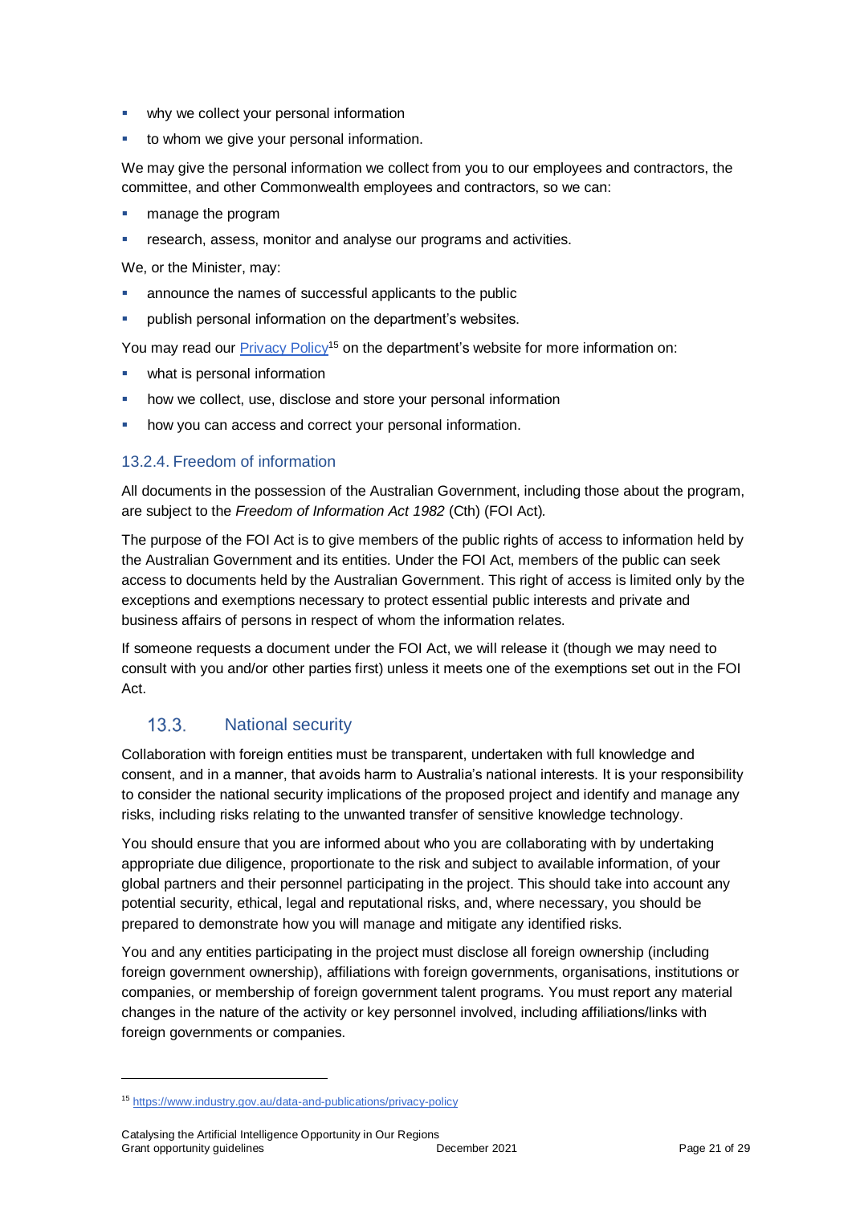- why we collect your personal information
- to whom we give your personal information.

We may give the personal information we collect from you to our employees and contractors, the committee, and other Commonwealth employees and contractors, so we can:

- manage the program
- research, assess, monitor and analyse our programs and activities.

We, or the Minister, may:

- announce the names of successful applicants to the public
- publish personal information on the department's websites.

You may read our [Privacy Policy](https://www.industry.gov.au/data-and-publications/privacy-policy)[15] on the department's website for more information on:

- what is personal information
- how we collect, use, disclose and store your personal information
- how you can access and correct your personal information.

#### 13.2.4. Freedom of information

All documents in the possession of the Australian Government, including those about the program, are subject to the *Freedom of Information Act 1982* (Cth) (FOI Act).

The purpose of the FOI Act is to give members of the public rights of access to information held by the Australian Government and its entities. Under the FOI Act, members of the public can seek access to documents held by the Australian Government. This right of access is limited only by the exceptions and exemptions necessary to protect essential public interests and private and business affairs of persons in respect of whom the information relates.

If someone requests a document under the FOI Act, we will release it (though we may need to consult with you and/or other parties first) unless it meets one of the exemptions set out in the FOI Act.

### 13.3. National security

Collaboration with foreign entities must be transparent, undertaken with full knowledge and consent, and in a manner, that avoids harm to Australia's national interests. It is your responsibility to consider the national security implications of the proposed project and identify and manage any risks, including risks relating to the unwanted transfer of sensitive knowledge technology.

You should ensure that you are informed about who you are collaborating with by undertaking appropriate due diligence, proportionate to the risk and subject to available information, of your global partners and their personnel participating in the project. This should take into account any potential security, ethical, legal and reputational risks, and, where necessary, you should be prepared to demonstrate how you will manage and mitigate any identified risks.

You and any entities participating in the project must disclose all foreign ownership (including foreign government ownership), affiliations with foreign governments, organisations, institutions or companies, or membership of foreign government talent programs. You must report any material changes in the nature of the activity or key personnel involved, including affiliations/links with foreign governments or companies.

---

[15] https://www.industry.gov.au/data-and-publications/privacy-policy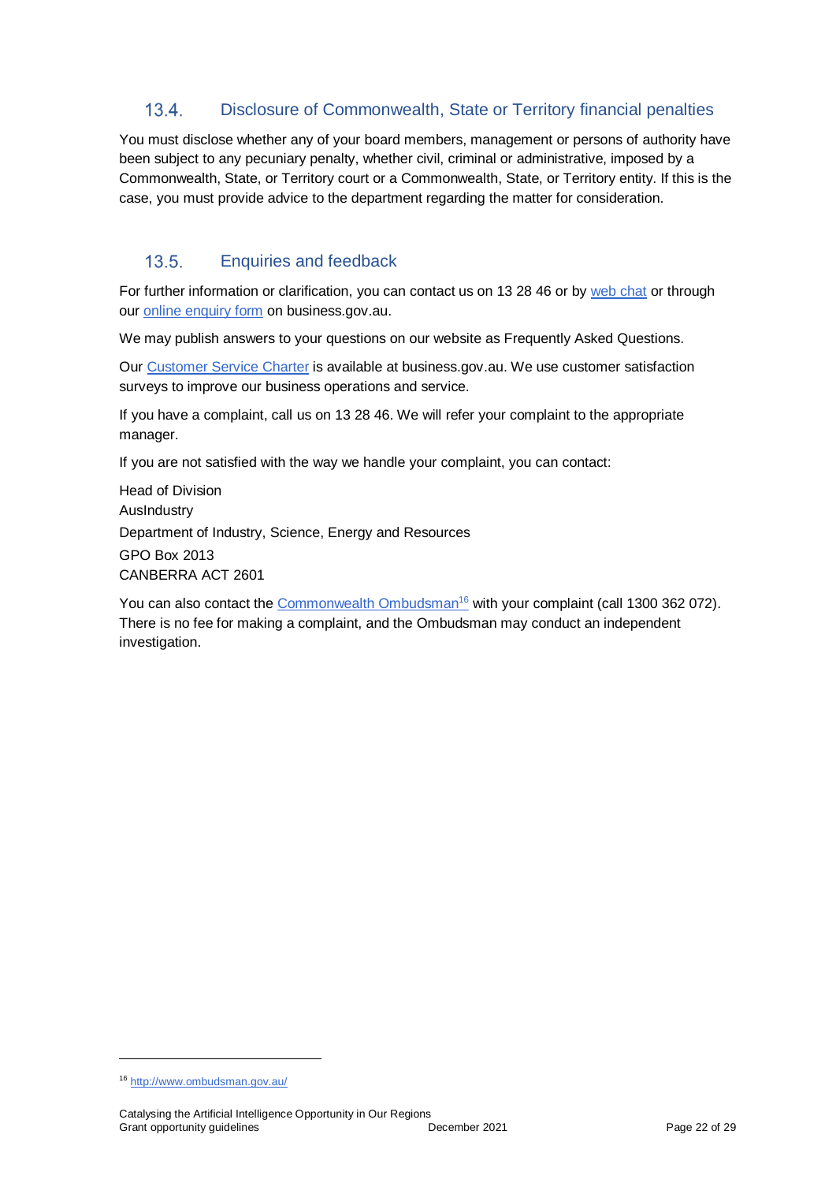### 13.4. Disclosure of Commonwealth, State or Territory financial penalties

You must disclose whether any of your board members, management or persons of authority have been subject to any pecuniary penalty, whether civil, criminal or administrative, imposed by a Commonwealth, State, or Territory court or a Commonwealth, State, or Territory entity. If this is the case, you must provide advice to the department regarding the matter for consideration.

### 13.5. Enquiries and feedback

For further information or clarification, you can contact us on 13 28 46 or by web chat or through our online enquiry form on business.gov.au.

We may publish answers to your questions on our website as Frequently Asked Questions.

Our Customer Service Charter is available at business.gov.au. We use customer satisfaction surveys to improve our business operations and service.

If you have a complaint, call us on 13 28 46. We will refer your complaint to the appropriate manager.

If you are not satisfied with the way we handle your complaint, you can contact:

Head of Division
AusIndustry
Department of Industry, Science, Energy and Resources
GPO Box 2013
CANBERRA ACT 2601

You can also contact the Commonwealth Ombudsman[16] with your complaint (call 1300 362 072). There is no fee for making a complaint, and the Ombudsman may conduct an independent investigation.

---

[16] http://www.ombudsman.gov.au/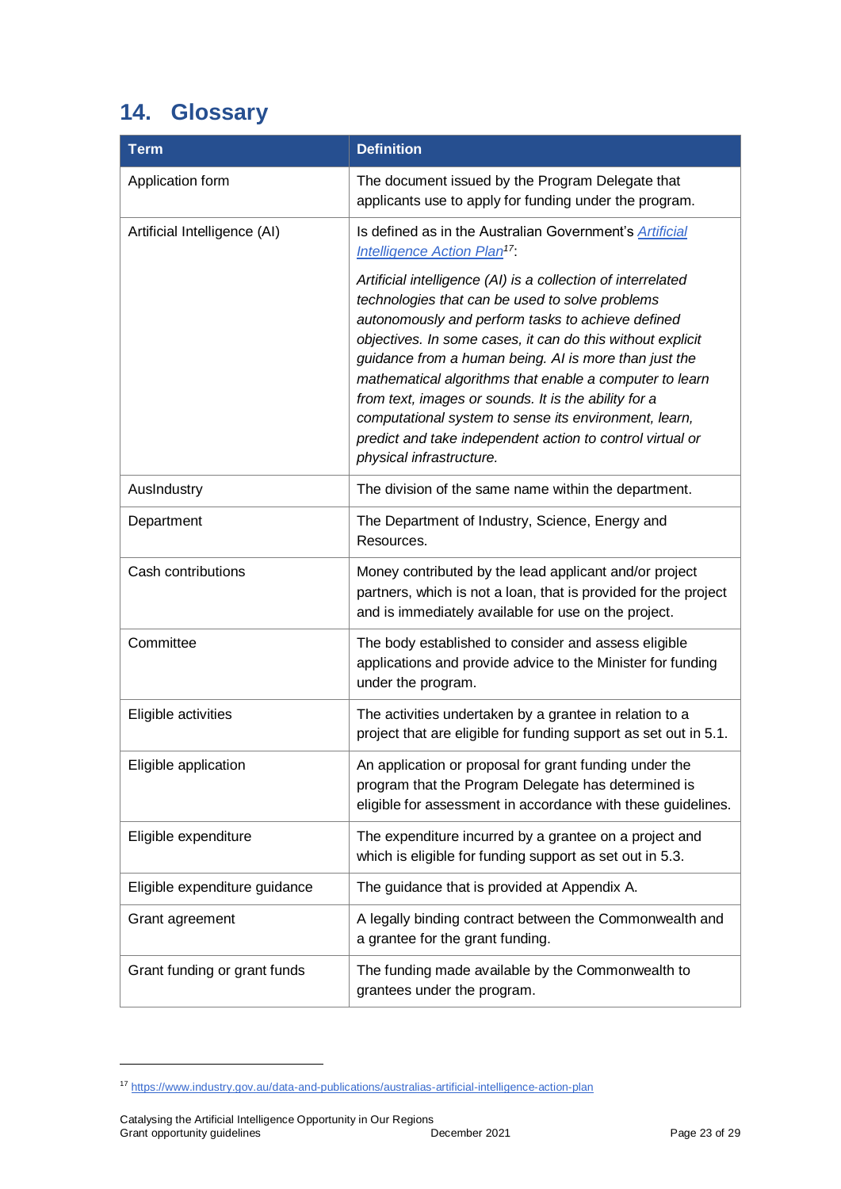# 14. Glossary

| Term | Definition |
|---|---|
| Application form | The document issued by the Program Delegate that applicants use to apply for funding under the program. |
| Artificial Intelligence (AI) | Is defined as in the Australian Government's *Artificial Intelligence Action Plan*[17]: *Artificial intelligence (AI) is a collection of interrelated technologies that can be used to solve problems autonomously and perform tasks to achieve defined objectives. In some cases, it can do this without explicit guidance from a human being. AI is more than just the mathematical algorithms that enable a computer to learn from text, images or sounds. It is the ability for a computational system to sense its environment, learn, predict and take independent action to control virtual or physical infrastructure.* |
| AusIndustry | The division of the same name within the department. |
| Department | The Department of Industry, Science, Energy and Resources. |
| Cash contributions | Money contributed by the lead applicant and/or project partners, which is not a loan, that is provided for the project and is immediately available for use on the project. |
| Committee | The body established to consider and assess eligible applications and provide advice to the Minister for funding under the program. |
| Eligible activities | The activities undertaken by a grantee in relation to a project that are eligible for funding support as set out in 5.1. |
| Eligible application | An application or proposal for grant funding under the program that the Program Delegate has determined is eligible for assessment in accordance with these guidelines. |
| Eligible expenditure | The expenditure incurred by a grantee on a project and which is eligible for funding support as set out in 5.3. |
| Eligible expenditure guidance | The guidance that is provided at Appendix A. |
| Grant agreement | A legally binding contract between the Commonwealth and a grantee for the grant funding. |
| Grant funding or grant funds | The funding made available by the Commonwealth to grantees under the program. |

[17] https://www.industry.gov.au/data-and-publications/australias-artificial-intelligence-action-plan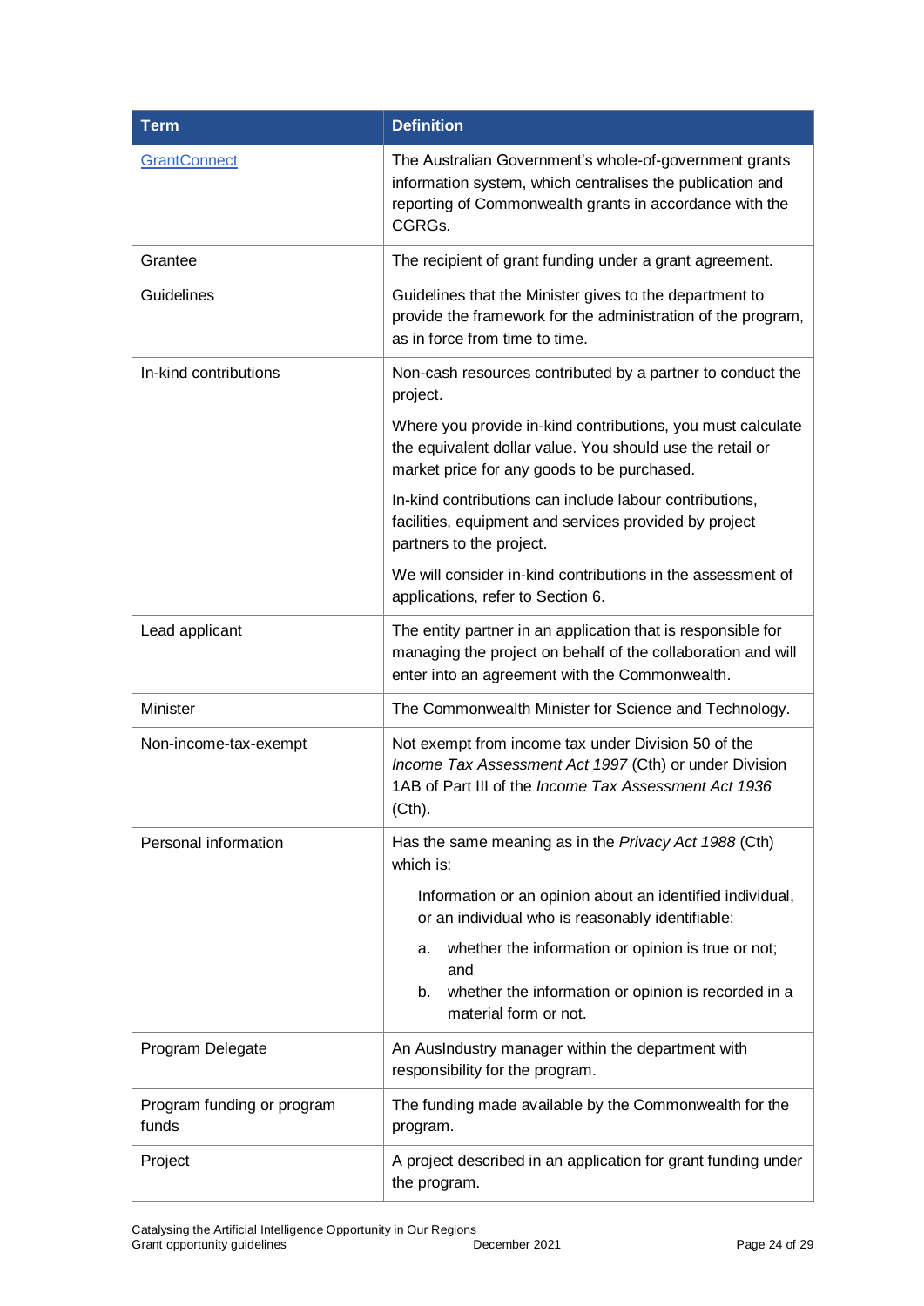| Term | Definition |
| --- | --- |
| [GrantConnect](https://www.grants.gov.au/) | The Australian Government's whole-of-government grants information system, which centralises the publication and reporting of Commonwealth grants in accordance with the CGRGs. |
| Grantee | The recipient of grant funding under a grant agreement. |
| Guidelines | Guidelines that the Minister gives to the department to provide the framework for the administration of the program, as in force from time to time. |
| In-kind contributions | Non-cash resources contributed by a partner to conduct the project.<br><br>Where you provide in-kind contributions, you must calculate the equivalent dollar value. You should use the retail or market price for any goods to be purchased.<br><br>In-kind contributions can include labour contributions, facilities, equipment and services provided by project partners to the project.<br><br>We will consider in-kind contributions in the assessment of applications, refer to Section 6. |
| Lead applicant | The entity partner in an application that is responsible for managing the project on behalf of the collaboration and will enter into an agreement with the Commonwealth. |
| Minister | The Commonwealth Minister for Science and Technology. |
| Non-income-tax-exempt | Not exempt from income tax under Division 50 of the *Income Tax Assessment Act 1997* (Cth) or under Division 1AB of Part III of the *Income Tax Assessment Act 1936* (Cth). |
| Personal information | Has the same meaning as in the *Privacy Act 1988* (Cth) which is:<br><br>Information or an opinion about an identified individual, or an individual who is reasonably identifiable:<br><br>a. whether the information or opinion is true or not; and<br>b. whether the information or opinion is recorded in a material form or not. |
| Program Delegate | An AusIndustry manager within the department with responsibility for the program. |
| Program funding or program funds | The funding made available by the Commonwealth for the program. |
| Project | A project described in an application for grant funding under the program. |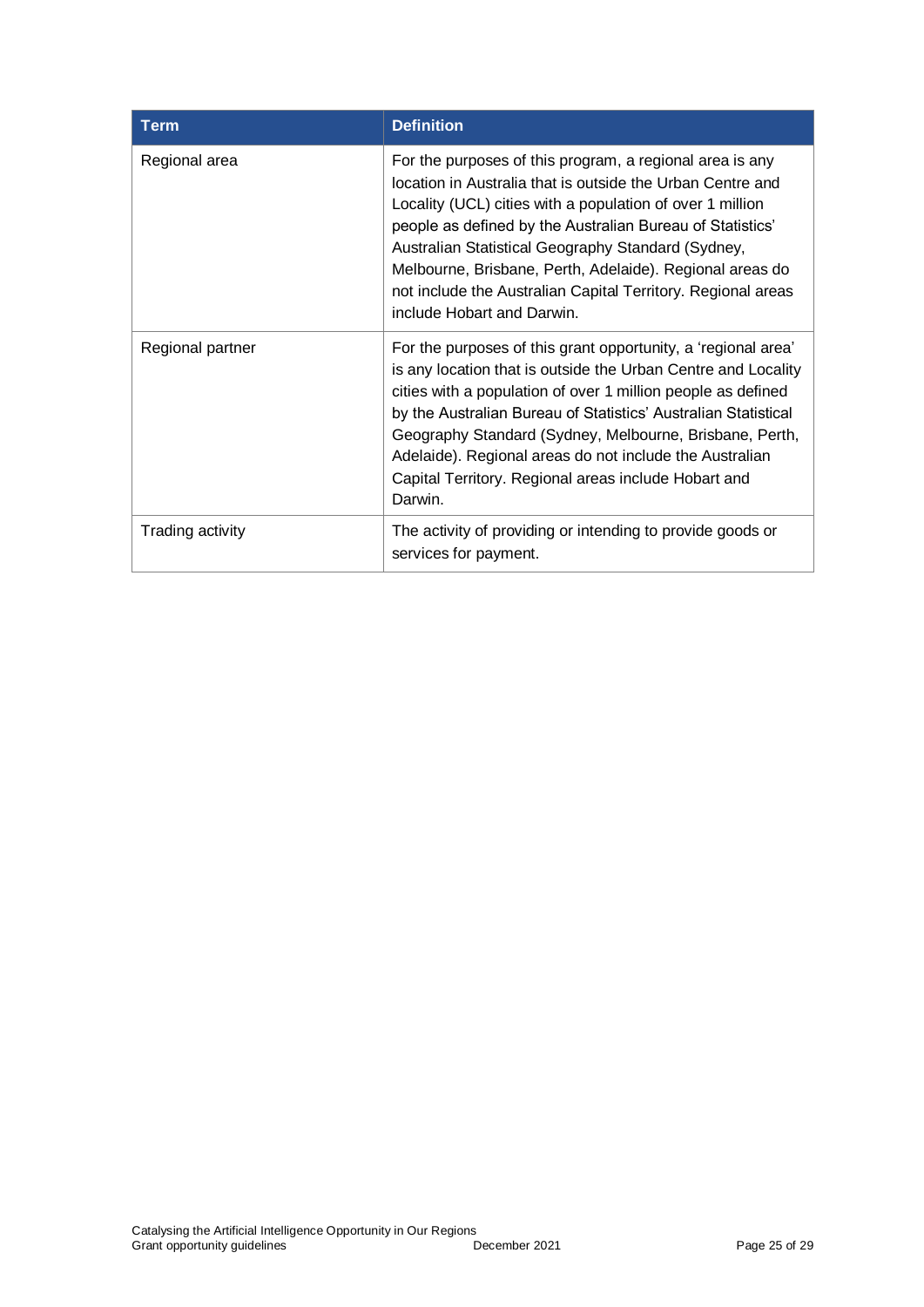| Term | Definition |
|---|---|
| Regional area | For the purposes of this program, a regional area is any location in Australia that is outside the Urban Centre and Locality (UCL) cities with a population of over 1 million people as defined by the Australian Bureau of Statistics' Australian Statistical Geography Standard (Sydney, Melbourne, Brisbane, Perth, Adelaide). Regional areas do not include the Australian Capital Territory. Regional areas include Hobart and Darwin. |
| Regional partner | For the purposes of this grant opportunity, a 'regional area' is any location that is outside the Urban Centre and Locality cities with a population of over 1 million people as defined by the Australian Bureau of Statistics' Australian Statistical Geography Standard (Sydney, Melbourne, Brisbane, Perth, Adelaide). Regional areas do not include the Australian Capital Territory. Regional areas include Hobart and Darwin. |
| Trading activity | The activity of providing or intending to provide goods or services for payment. |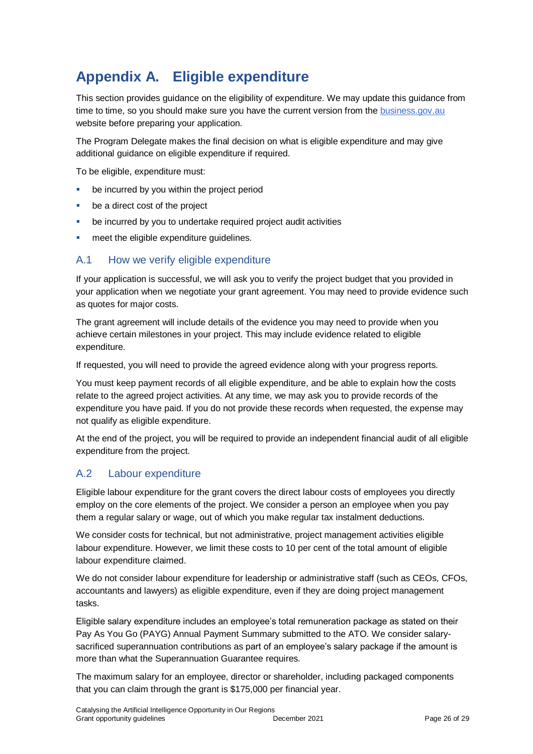# Appendix A. Eligible expenditure

This section provides guidance on the eligibility of expenditure. We may update this guidance from time to time, so you should make sure you have the current version from the [business.gov.au](business.gov.au) website before preparing your application.

The Program Delegate makes the final decision on what is eligible expenditure and may give additional guidance on eligible expenditure if required.

To be eligible, expenditure must:

- be incurred by you within the project period
- be a direct cost of the project
- be incurred by you to undertake required project audit activities
- meet the eligible expenditure guidelines.

## A.1 How we verify eligible expenditure

If your application is successful, we will ask you to verify the project budget that you provided in your application when we negotiate your grant agreement. You may need to provide evidence such as quotes for major costs.

The grant agreement will include details of the evidence you may need to provide when you achieve certain milestones in your project. This may include evidence related to eligible expenditure.

If requested, you will need to provide the agreed evidence along with your progress reports.

You must keep payment records of all eligible expenditure, and be able to explain how the costs relate to the agreed project activities. At any time, we may ask you to provide records of the expenditure you have paid. If you do not provide these records when requested, the expense may not qualify as eligible expenditure.

At the end of the project, you will be required to provide an independent financial audit of all eligible expenditure from the project.

## A.2 Labour expenditure

Eligible labour expenditure for the grant covers the direct labour costs of employees you directly employ on the core elements of the project. We consider a person an employee when you pay them a regular salary or wage, out of which you make regular tax instalment deductions.

We consider costs for technical, but not administrative, project management activities eligible labour expenditure. However, we limit these costs to 10 per cent of the total amount of eligible labour expenditure claimed.

We do not consider labour expenditure for leadership or administrative staff (such as CEOs, CFOs, accountants and lawyers) as eligible expenditure, even if they are doing project management tasks.

Eligible salary expenditure includes an employee's total remuneration package as stated on their Pay As You Go (PAYG) Annual Payment Summary submitted to the ATO. We consider salary-sacrificed superannuation contributions as part of an employee's salary package if the amount is more than what the Superannuation Guarantee requires.

The maximum salary for an employee, director or shareholder, including packaged components that you can claim through the grant is $175,000 per financial year.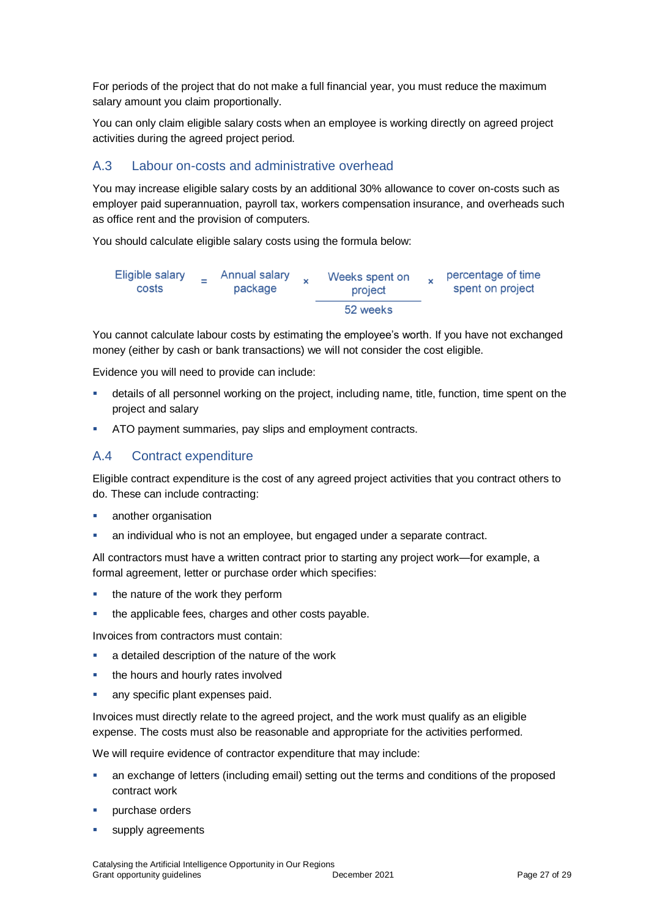For periods of the project that do not make a full financial year, you must reduce the maximum salary amount you claim proportionally.

You can only claim eligible salary costs when an employee is working directly on agreed project activities during the agreed project period.

## A.3 Labour on-costs and administrative overhead

You may increase eligible salary costs by an additional 30% allowance to cover on-costs such as employer paid superannuation, payroll tax, workers compensation insurance, and overheads such as office rent and the provision of computers.

You should calculate eligible salary costs using the formula below:

$$\text{Eligible salary costs} = \text{Annual salary package} \times \frac{\text{Weeks spent on project}}{\text{52 weeks}} \times \text{percentage of time spent on project}$$

You cannot calculate labour costs by estimating the employee's worth. If you have not exchanged money (either by cash or bank transactions) we will not consider the cost eligible.

Evidence you will need to provide can include:

- details of all personnel working on the project, including name, title, function, time spent on the project and salary
- ATO payment summaries, pay slips and employment contracts.

## A.4 Contract expenditure

Eligible contract expenditure is the cost of any agreed project activities that you contract others to do. These can include contracting:

- another organisation
- an individual who is not an employee, but engaged under a separate contract.

All contractors must have a written contract prior to starting any project work—for example, a formal agreement, letter or purchase order which specifies:

- the nature of the work they perform
- the applicable fees, charges and other costs payable.

Invoices from contractors must contain:

- a detailed description of the nature of the work
- the hours and hourly rates involved
- any specific plant expenses paid.

Invoices must directly relate to the agreed project, and the work must qualify as an eligible expense. The costs must also be reasonable and appropriate for the activities performed.

We will require evidence of contractor expenditure that may include:

- an exchange of letters (including email) setting out the terms and conditions of the proposed contract work
- purchase orders
- supply agreements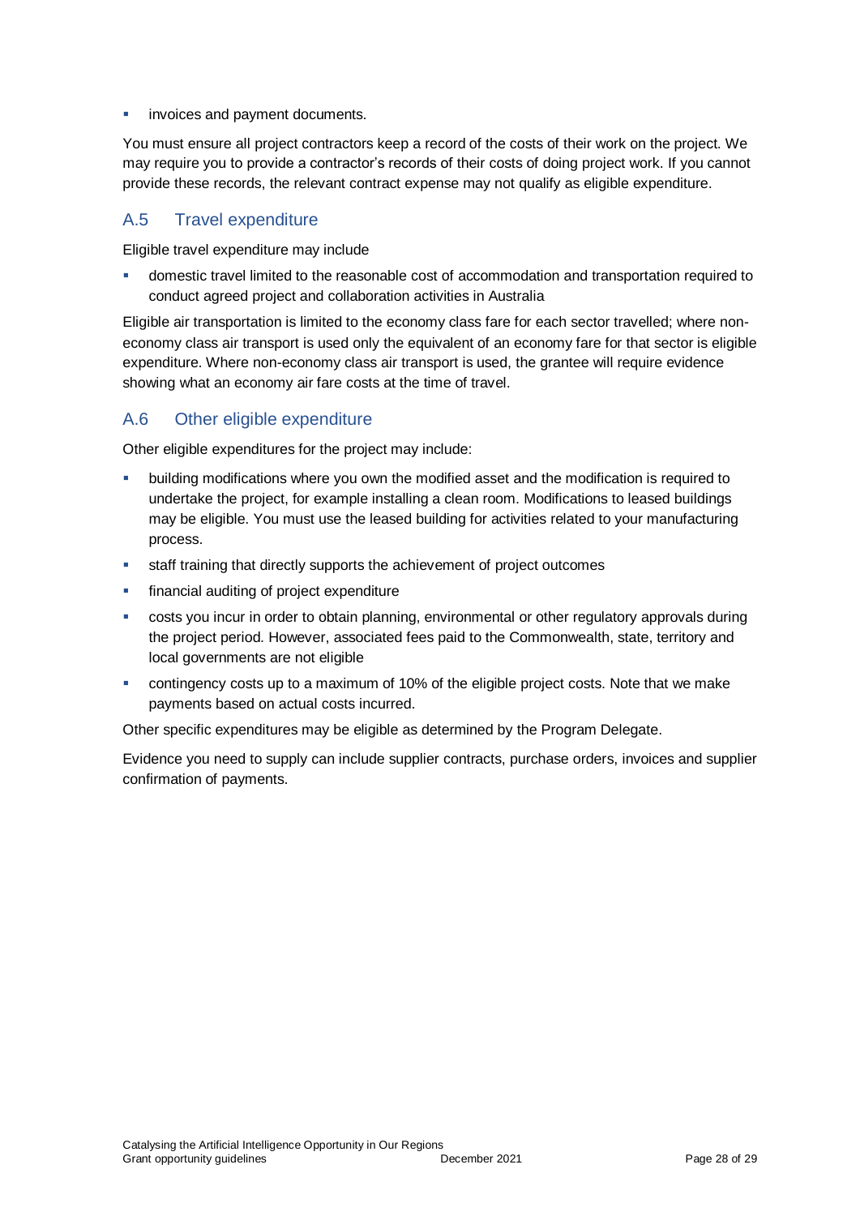- invoices and payment documents.

You must ensure all project contractors keep a record of the costs of their work on the project. We may require you to provide a contractor's records of their costs of doing project work. If you cannot provide these records, the relevant contract expense may not qualify as eligible expenditure.

## A.5 Travel expenditure

Eligible travel expenditure may include

- domestic travel limited to the reasonable cost of accommodation and transportation required to conduct agreed project and collaboration activities in Australia

Eligible air transportation is limited to the economy class fare for each sector travelled; where non-economy class air transport is used only the equivalent of an economy fare for that sector is eligible expenditure. Where non-economy class air transport is used, the grantee will require evidence showing what an economy air fare costs at the time of travel.

## A.6 Other eligible expenditure

Other eligible expenditures for the project may include:

- building modifications where you own the modified asset and the modification is required to undertake the project, for example installing a clean room. Modifications to leased buildings may be eligible. You must use the leased building for activities related to your manufacturing process.
- staff training that directly supports the achievement of project outcomes
- financial auditing of project expenditure
- costs you incur in order to obtain planning, environmental or other regulatory approvals during the project period. However, associated fees paid to the Commonwealth, state, territory and local governments are not eligible
- contingency costs up to a maximum of 10% of the eligible project costs. Note that we make payments based on actual costs incurred.

Other specific expenditures may be eligible as determined by the Program Delegate.

Evidence you need to supply can include supplier contracts, purchase orders, invoices and supplier confirmation of payments.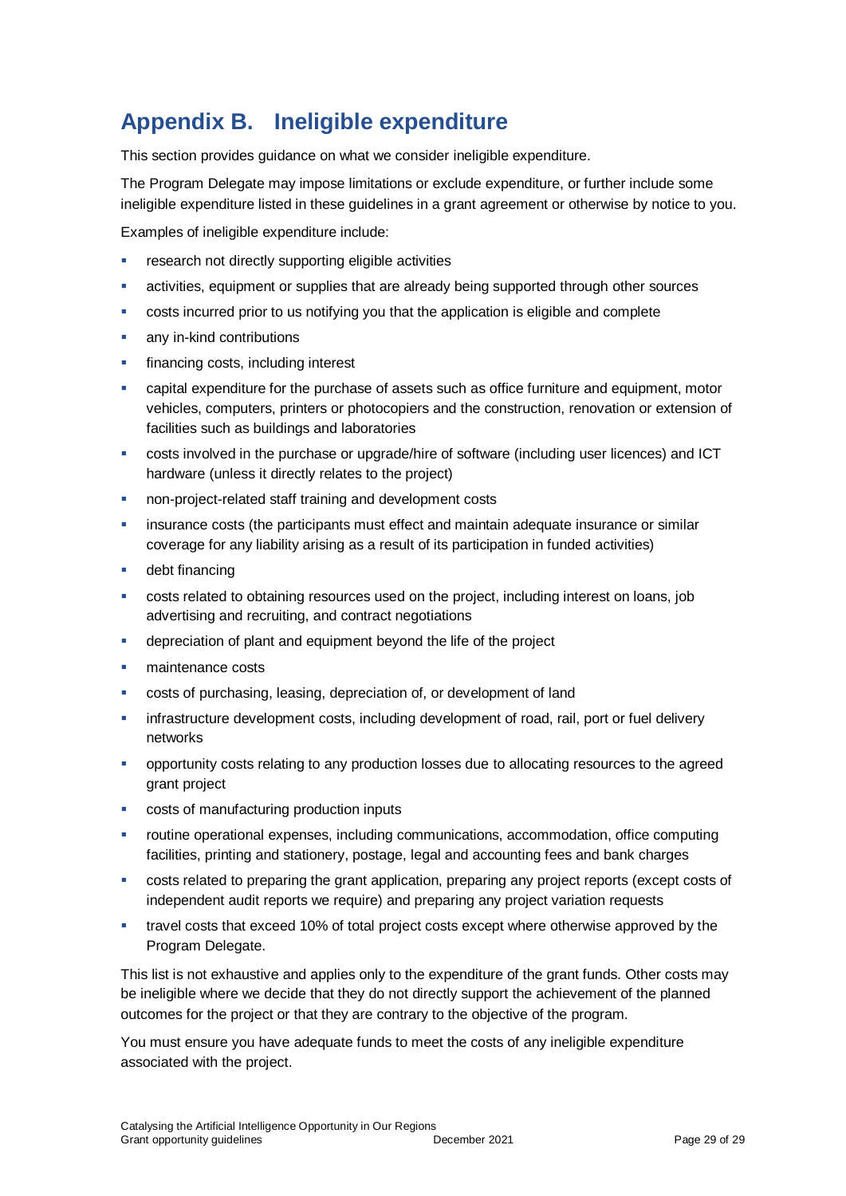# Appendix B. Ineligible expenditure

This section provides guidance on what we consider ineligible expenditure.

The Program Delegate may impose limitations or exclude expenditure, or further include some ineligible expenditure listed in these guidelines in a grant agreement or otherwise by notice to you.

Examples of ineligible expenditure include:

- research not directly supporting eligible activities
- activities, equipment or supplies that are already being supported through other sources
- costs incurred prior to us notifying you that the application is eligible and complete
- any in-kind contributions
- financing costs, including interest
- capital expenditure for the purchase of assets such as office furniture and equipment, motor vehicles, computers, printers or photocopiers and the construction, renovation or extension of facilities such as buildings and laboratories
- costs involved in the purchase or upgrade/hire of software (including user licences) and ICT hardware (unless it directly relates to the project)
- non-project-related staff training and development costs
- insurance costs (the participants must effect and maintain adequate insurance or similar coverage for any liability arising as a result of its participation in funded activities)
- debt financing
- costs related to obtaining resources used on the project, including interest on loans, job advertising and recruiting, and contract negotiations
- depreciation of plant and equipment beyond the life of the project
- maintenance costs
- costs of purchasing, leasing, depreciation of, or development of land
- infrastructure development costs, including development of road, rail, port or fuel delivery networks
- opportunity costs relating to any production losses due to allocating resources to the agreed grant project
- costs of manufacturing production inputs
- routine operational expenses, including communications, accommodation, office computing facilities, printing and stationery, postage, legal and accounting fees and bank charges
- costs related to preparing the grant application, preparing any project reports (except costs of independent audit reports we require) and preparing any project variation requests
- travel costs that exceed 10% of total project costs except where otherwise approved by the Program Delegate.

This list is not exhaustive and applies only to the expenditure of the grant funds. Other costs may be ineligible where we decide that they do not directly support the achievement of the planned outcomes for the project or that they are contrary to the objective of the program.

You must ensure you have adequate funds to meet the costs of any ineligible expenditure associated with the project.